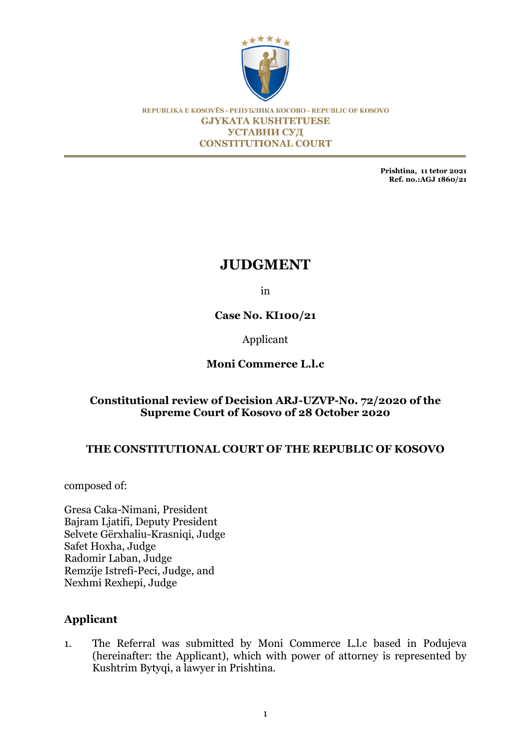REPUBLIKA E KOSOVËS - РЕПУБЛИКА КОСОВО - REPUBLIC OF KOSOVO

**GJYKATA KUSHTETUESE**
**УСТАВНИ СУД**
**CONSTITUTIONAL COURT**

**Prishtina, 11 tetor 2021**
**Ref. no.:AGJ 1860/21**

# JUDGMENT

in

**Case No. KI100/21**

Applicant

**Moni Commerce L.l.c**

**Constitutional review of Decision ARJ-UZVP-No. 72/2020 of the Supreme Court of Kosovo of 28 October 2020**

**THE CONSTITUTIONAL COURT OF THE REPUBLIC OF KOSOVO**

composed of:

Gresa Caka-Nimani, President
Bajram Ljatifi, Deputy President
Selvete Gërxhaliu-Krasniqi, Judge
Safet Hoxha, Judge
Radomir Laban, Judge
Remzije Istrefi-Peci, Judge, and
Nexhmi Rexhepi, Judge

## Applicant

1. The Referral was submitted by Moni Commerce L.l.c based in Podujeva (hereinafter: the Applicant), which with power of attorney is represented by Kushtrim Bytyqi, a lawyer in Prishtina.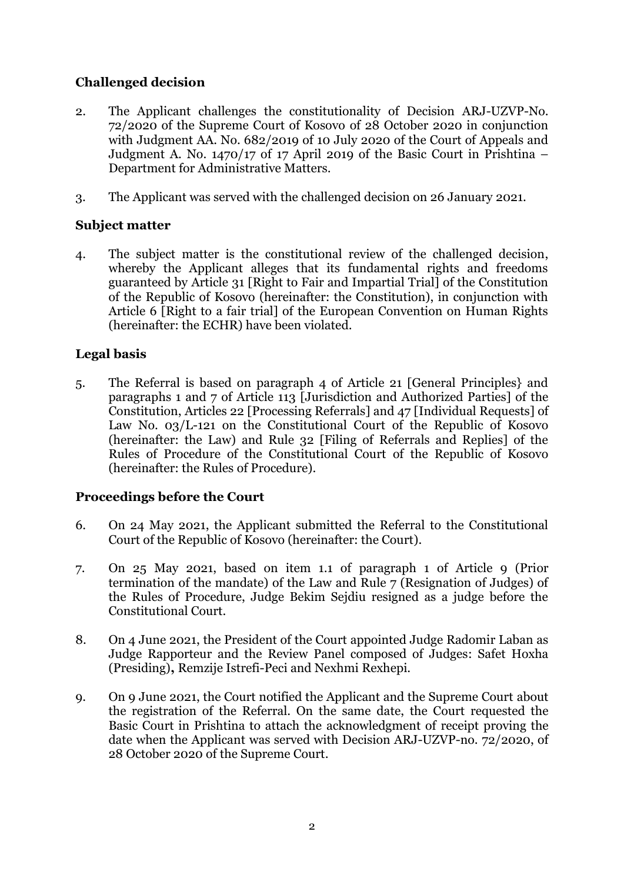**Challenged decision**

2. The Applicant challenges the constitutionality of Decision ARJ-UZVP-No. 72/2020 of the Supreme Court of Kosovo of 28 October 2020 in conjunction with Judgment AA. No. 682/2019 of 10 July 2020 of the Court of Appeals and Judgment A. No. 1470/17 of 17 April 2019 of the Basic Court in Prishtina – Department for Administrative Matters.

3. The Applicant was served with the challenged decision on 26 January 2021.

**Subject matter**

4. The subject matter is the constitutional review of the challenged decision, whereby the Applicant alleges that its fundamental rights and freedoms guaranteed by Article 31 [Right to Fair and Impartial Trial] of the Constitution of the Republic of Kosovo (hereinafter: the Constitution), in conjunction with Article 6 [Right to a fair trial] of the European Convention on Human Rights (hereinafter: the ECHR) have been violated.

**Legal basis**

5. The Referral is based on paragraph 4 of Article 21 [General Principles} and paragraphs 1 and 7 of Article 113 [Jurisdiction and Authorized Parties] of the Constitution, Articles 22 [Processing Referrals] and 47 [Individual Requests] of Law No. 03/L-121 on the Constitutional Court of the Republic of Kosovo (hereinafter: the Law) and Rule 32 [Filing of Referrals and Replies] of the Rules of Procedure of the Constitutional Court of the Republic of Kosovo (hereinafter: the Rules of Procedure).

**Proceedings before the Court**

6. On 24 May 2021, the Applicant submitted the Referral to the Constitutional Court of the Republic of Kosovo (hereinafter: the Court).

7. On 25 May 2021, based on item 1.1 of paragraph 1 of Article 9 (Prior termination of the mandate) of the Law and Rule 7 (Resignation of Judges) of the Rules of Procedure, Judge Bekim Sejdiu resigned as a judge before the Constitutional Court.

8. On 4 June 2021, the President of the Court appointed Judge Radomir Laban as Judge Rapporteur and the Review Panel composed of Judges: Safet Hoxha (Presiding)**,** Remzije Istrefi-Peci and Nexhmi Rexhepi.

9. On 9 June 2021, the Court notified the Applicant and the Supreme Court about the registration of the Referral. On the same date, the Court requested the Basic Court in Prishtina to attach the acknowledgment of receipt proving the date when the Applicant was served with Decision ARJ-UZVP-no. 72/2020, of 28 October 2020 of the Supreme Court.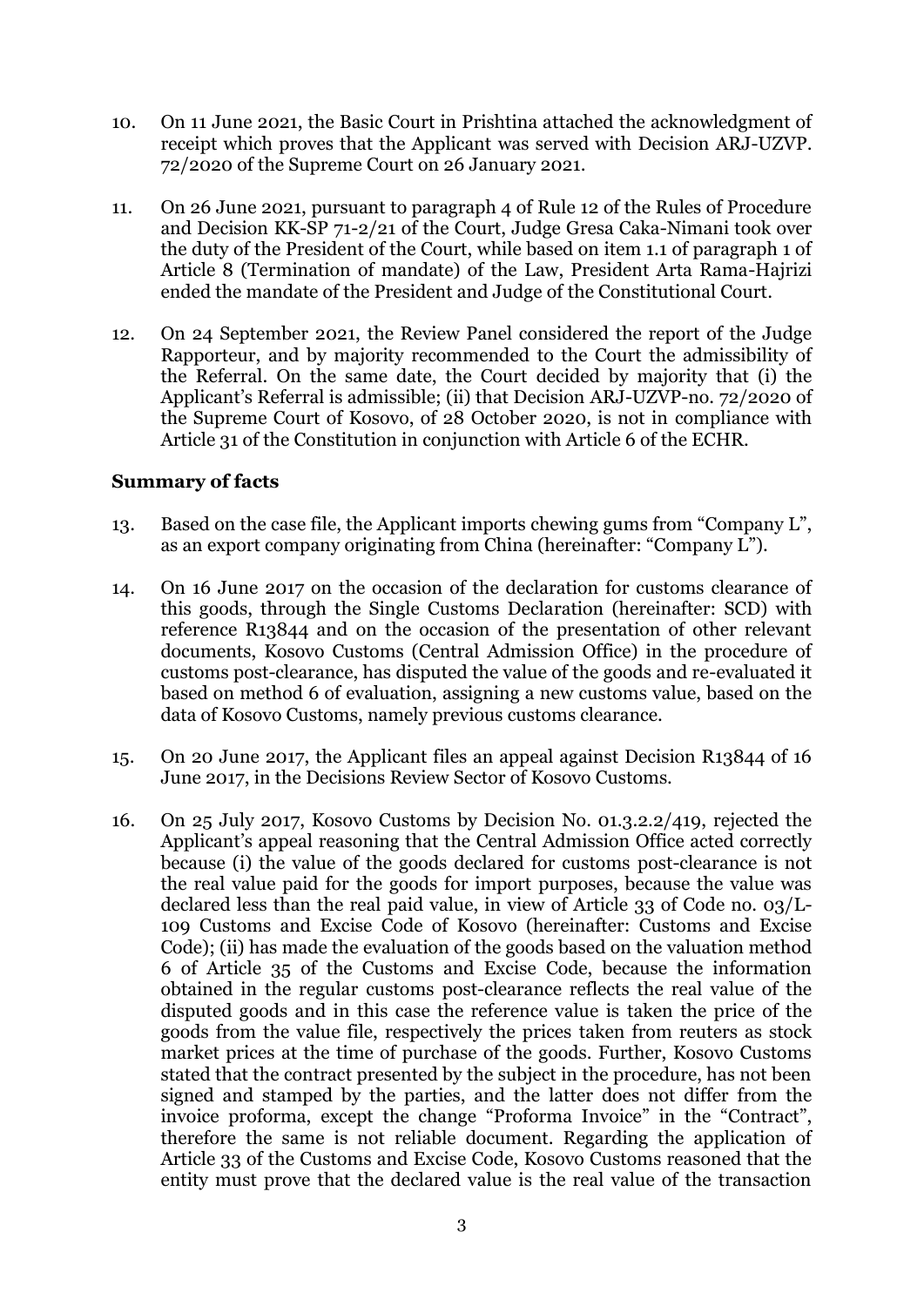10. On 11 June 2021, the Basic Court in Prishtina attached the acknowledgment of receipt which proves that the Applicant was served with Decision ARJ-UZVP. 72/2020 of the Supreme Court on 26 January 2021.

11. On 26 June 2021, pursuant to paragraph 4 of Rule 12 of the Rules of Procedure and Decision KK-SP 71-2/21 of the Court, Judge Gresa Caka-Nimani took over the duty of the President of the Court, while based on item 1.1 of paragraph 1 of Article 8 (Termination of mandate) of the Law, President Arta Rama-Hajrizi ended the mandate of the President and Judge of the Constitutional Court.

12. On 24 September 2021, the Review Panel considered the report of the Judge Rapporteur, and by majority recommended to the Court the admissibility of the Referral. On the same date, the Court decided by majority that (i) the Applicant's Referral is admissible; (ii) that Decision ARJ-UZVP-no. 72/2020 of the Supreme Court of Kosovo, of 28 October 2020, is not in compliance with Article 31 of the Constitution in conjunction with Article 6 of the ECHR.

**Summary of facts**

13. Based on the case file, the Applicant imports chewing gums from "Company L", as an export company originating from China (hereinafter: "Company L").

14. On 16 June 2017 on the occasion of the declaration for customs clearance of this goods, through the Single Customs Declaration (hereinafter: SCD) with reference R13844 and on the occasion of the presentation of other relevant documents, Kosovo Customs (Central Admission Office) in the procedure of customs post-clearance, has disputed the value of the goods and re-evaluated it based on method 6 of evaluation, assigning a new customs value, based on the data of Kosovo Customs, namely previous customs clearance.

15. On 20 June 2017, the Applicant files an appeal against Decision R13844 of 16 June 2017, in the Decisions Review Sector of Kosovo Customs.

16. On 25 July 2017, Kosovo Customs by Decision No. 01.3.2.2/419, rejected the Applicant's appeal reasoning that the Central Admission Office acted correctly because (i) the value of the goods declared for customs post-clearance is not the real value paid for the goods for import purposes, because the value was declared less than the real paid value, in view of Article 33 of Code no. 03/L-109 Customs and Excise Code of Kosovo (hereinafter: Customs and Excise Code); (ii) has made the evaluation of the goods based on the valuation method 6 of Article 35 of the Customs and Excise Code, because the information obtained in the regular customs post-clearance reflects the real value of the disputed goods and in this case the reference value is taken the price of the goods from the value file, respectively the prices taken from reuters as stock market prices at the time of purchase of the goods. Further, Kosovo Customs stated that the contract presented by the subject in the procedure, has not been signed and stamped by the parties, and the latter does not differ from the invoice proforma, except the change "Proforma Invoice" in the "Contract", therefore the same is not reliable document. Regarding the application of Article 33 of the Customs and Excise Code, Kosovo Customs reasoned that the entity must prove that the declared value is the real value of the transaction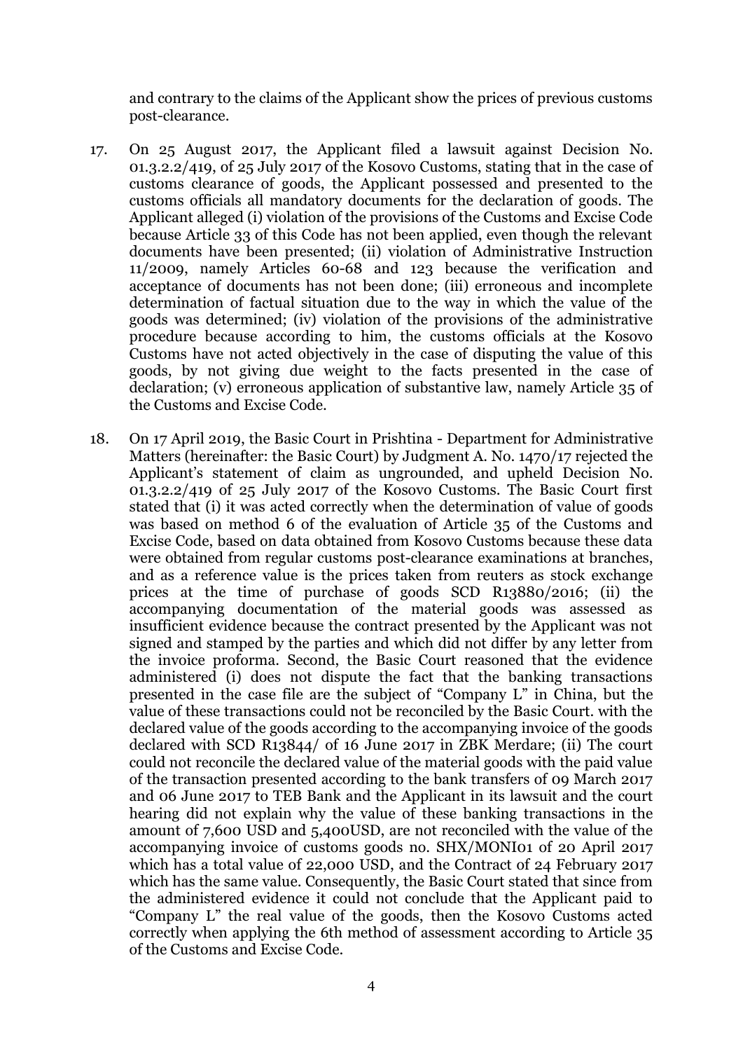and contrary to the claims of the Applicant show the prices of previous customs post-clearance.

17. On 25 August 2017, the Applicant filed a lawsuit against Decision No. 01.3.2.2/419, of 25 July 2017 of the Kosovo Customs, stating that in the case of customs clearance of goods, the Applicant possessed and presented to the customs officials all mandatory documents for the declaration of goods. The Applicant alleged (i) violation of the provisions of the Customs and Excise Code because Article 33 of this Code has not been applied, even though the relevant documents have been presented; (ii) violation of Administrative Instruction 11/2009, namely Articles 60-68 and 123 because the verification and acceptance of documents has not been done; (iii) erroneous and incomplete determination of factual situation due to the way in which the value of the goods was determined; (iv) violation of the provisions of the administrative procedure because according to him, the customs officials at the Kosovo Customs have not acted objectively in the case of disputing the value of this goods, by not giving due weight to the facts presented in the case of declaration; (v) erroneous application of substantive law, namely Article 35 of the Customs and Excise Code.

18. On 17 April 2019, the Basic Court in Prishtina - Department for Administrative Matters (hereinafter: the Basic Court) by Judgment A. No. 1470/17 rejected the Applicant's statement of claim as ungrounded, and upheld Decision No. 01.3.2.2/419 of 25 July 2017 of the Kosovo Customs. The Basic Court first stated that (i) it was acted correctly when the determination of value of goods was based on method 6 of the evaluation of Article 35 of the Customs and Excise Code, based on data obtained from Kosovo Customs because these data were obtained from regular customs post-clearance examinations at branches, and as a reference value is the prices taken from reuters as stock exchange prices at the time of purchase of goods SCD R13880/2016; (ii) the accompanying documentation of the material goods was assessed as insufficient evidence because the contract presented by the Applicant was not signed and stamped by the parties and which did not differ by any letter from the invoice proforma. Second, the Basic Court reasoned that the evidence administered (i) does not dispute the fact that the banking transactions presented in the case file are the subject of "Company L" in China, but the value of these transactions could not be reconciled by the Basic Court. with the declared value of the goods according to the accompanying invoice of the goods declared with SCD R13844/ of 16 June 2017 in ZBK Merdare; (ii) The court could not reconcile the declared value of the material goods with the paid value of the transaction presented according to the bank transfers of 09 March 2017 and 06 June 2017 to TEB Bank and the Applicant in its lawsuit and the court hearing did not explain why the value of these banking transactions in the amount of 7,600 USD and 5,400USD, are not reconciled with the value of the accompanying invoice of customs goods no. SHX/MONI01 of 20 April 2017 which has a total value of 22,000 USD, and the Contract of 24 February 2017 which has the same value. Consequently, the Basic Court stated that since from the administered evidence it could not conclude that the Applicant paid to "Company L" the real value of the goods, then the Kosovo Customs acted correctly when applying the 6th method of assessment according to Article 35 of the Customs and Excise Code.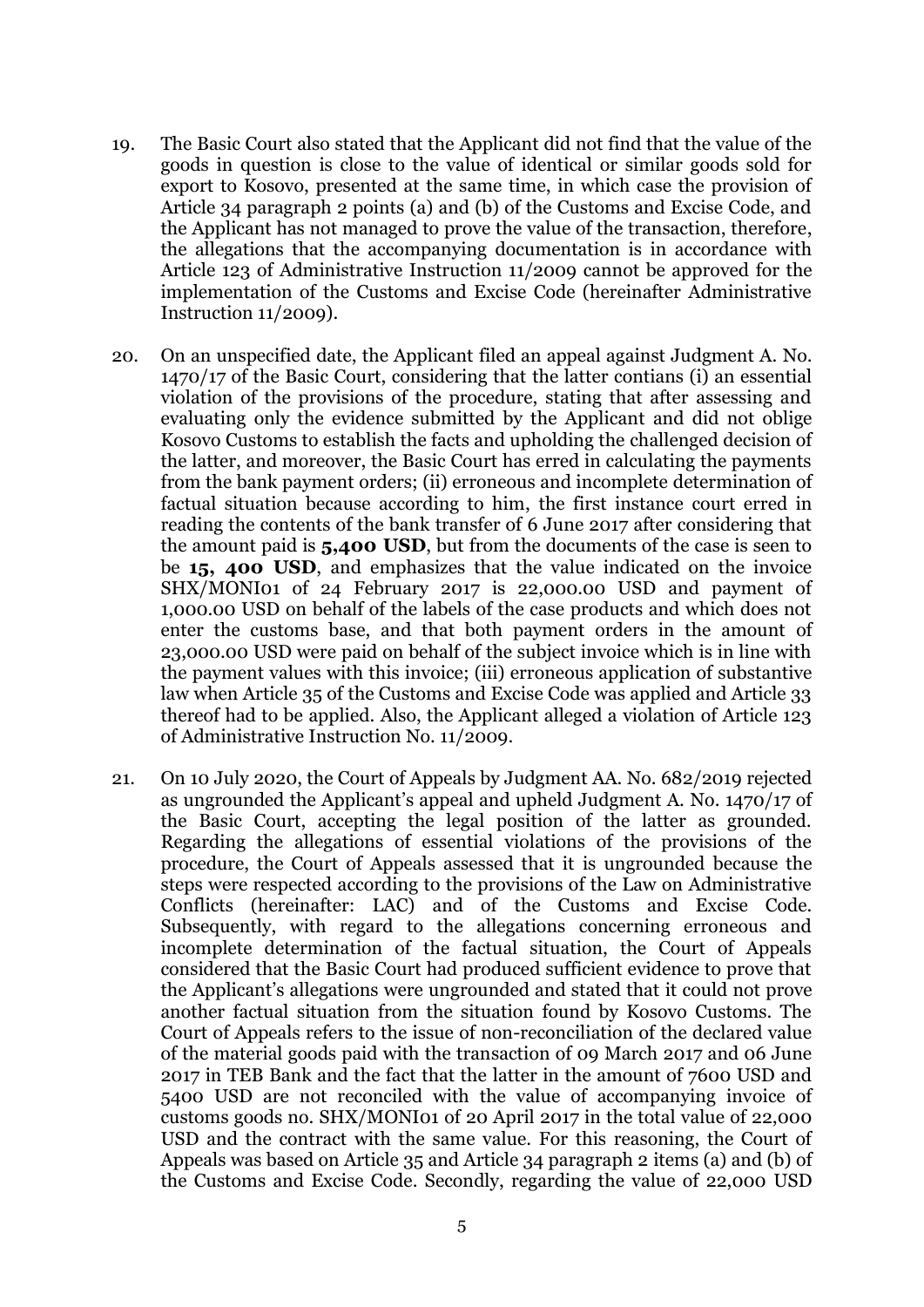19. The Basic Court also stated that the Applicant did not find that the value of the goods in question is close to the value of identical or similar goods sold for export to Kosovo, presented at the same time, in which case the provision of Article 34 paragraph 2 points (a) and (b) of the Customs and Excise Code, and the Applicant has not managed to prove the value of the transaction, therefore, the allegations that the accompanying documentation is in accordance with Article 123 of Administrative Instruction 11/2009 cannot be approved for the implementation of the Customs and Excise Code (hereinafter Administrative Instruction 11/2009).

20. On an unspecified date, the Applicant filed an appeal against Judgment A. No. 1470/17 of the Basic Court, considering that the latter contians (i) an essential violation of the provisions of the procedure, stating that after assessing and evaluating only the evidence submitted by the Applicant and did not oblige Kosovo Customs to establish the facts and upholding the challenged decision of the latter, and moreover, the Basic Court has erred in calculating the payments from the bank payment orders; (ii) erroneous and incomplete determination of factual situation because according to him, the first instance court erred in reading the contents of the bank transfer of 6 June 2017 after considering that the amount paid is **5,400 USD**, but from the documents of the case is seen to be **15, 400 USD**, and emphasizes that the value indicated on the invoice SHX/MONI01 of 24 February 2017 is 22,000.00 USD and payment of 1,000.00 USD on behalf of the labels of the case products and which does not enter the customs base, and that both payment orders in the amount of 23,000.00 USD were paid on behalf of the subject invoice which is in line with the payment values with this invoice; (iii) erroneous application of substantive law when Article 35 of the Customs and Excise Code was applied and Article 33 thereof had to be applied. Also, the Applicant alleged a violation of Article 123 of Administrative Instruction No. 11/2009.

21. On 10 July 2020, the Court of Appeals by Judgment AA. No. 682/2019 rejected as ungrounded the Applicant's appeal and upheld Judgment A. No. 1470/17 of the Basic Court, accepting the legal position of the latter as grounded. Regarding the allegations of essential violations of the provisions of the procedure, the Court of Appeals assessed that it is ungrounded because the steps were respected according to the provisions of the Law on Administrative Conflicts (hereinafter: LAC) and of the Customs and Excise Code. Subsequently, with regard to the allegations concerning erroneous and incomplete determination of the factual situation, the Court of Appeals considered that the Basic Court had produced sufficient evidence to prove that the Applicant's allegations were ungrounded and stated that it could not prove another factual situation from the situation found by Kosovo Customs. The Court of Appeals refers to the issue of non-reconciliation of the declared value of the material goods paid with the transaction of 09 March 2017 and 06 June 2017 in TEB Bank and the fact that the latter in the amount of 7600 USD and 5400 USD are not reconciled with the value of accompanying invoice of customs goods no. SHX/MONI01 of 20 April 2017 in the total value of 22,000 USD and the contract with the same value. For this reasoning, the Court of Appeals was based on Article 35 and Article 34 paragraph 2 items (a) and (b) of the Customs and Excise Code. Secondly, regarding the value of 22,000 USD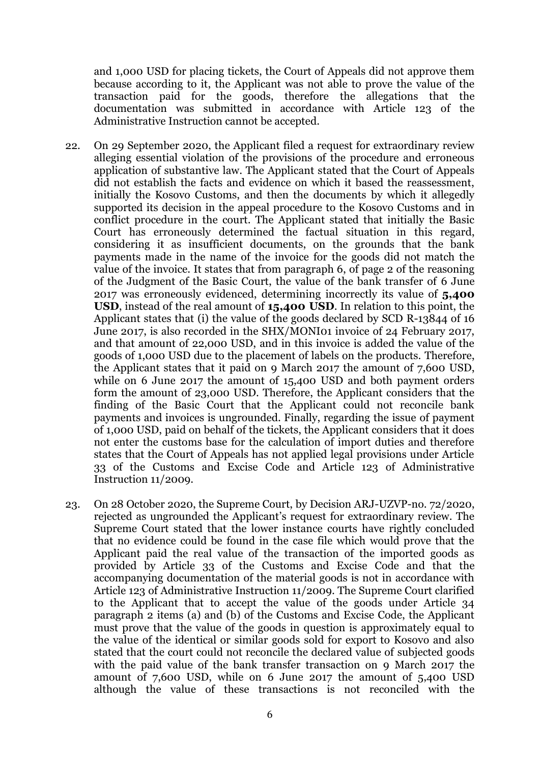and 1,000 USD for placing tickets, the Court of Appeals did not approve them because according to it, the Applicant was not able to prove the value of the transaction paid for the goods, therefore the allegations that the documentation was submitted in accordance with Article 123 of the Administrative Instruction cannot be accepted.

22. On 29 September 2020, the Applicant filed a request for extraordinary review alleging essential violation of the provisions of the procedure and erroneous application of substantive law. The Applicant stated that the Court of Appeals did not establish the facts and evidence on which it based the reassessment, initially the Kosovo Customs, and then the documents by which it allegedly supported its decision in the appeal procedure to the Kosovo Customs and in conflict procedure in the court. The Applicant stated that initially the Basic Court has erroneously determined the factual situation in this regard, considering it as insufficient documents, on the grounds that the bank payments made in the name of the invoice for the goods did not match the value of the invoice. It states that from paragraph 6, of page 2 of the reasoning of the Judgment of the Basic Court, the value of the bank transfer of 6 June 2017 was erroneously evidenced, determining incorrectly its value of **5,400 USD**, instead of the real amount of **15,400 USD**. In relation to this point, the Applicant states that (i) the value of the goods declared by SCD R-13844 of 16 June 2017, is also recorded in the SHX/MONI01 invoice of 24 February 2017, and that amount of 22,000 USD, and in this invoice is added the value of the goods of 1,000 USD due to the placement of labels on the products. Therefore, the Applicant states that it paid on 9 March 2017 the amount of 7,600 USD, while on 6 June 2017 the amount of 15,400 USD and both payment orders form the amount of 23,000 USD. Therefore, the Applicant considers that the finding of the Basic Court that the Applicant could not reconcile bank payments and invoices is ungrounded. Finally, regarding the issue of payment of 1,000 USD, paid on behalf of the tickets, the Applicant considers that it does not enter the customs base for the calculation of import duties and therefore states that the Court of Appeals has not applied legal provisions under Article 33 of the Customs and Excise Code and Article 123 of Administrative Instruction 11/2009.

23. On 28 October 2020, the Supreme Court, by Decision ARJ-UZVP-no. 72/2020, rejected as ungrounded the Applicant's request for extraordinary review. The Supreme Court stated that the lower instance courts have rightly concluded that no evidence could be found in the case file which would prove that the Applicant paid the real value of the transaction of the imported goods as provided by Article 33 of the Customs and Excise Code and that the accompanying documentation of the material goods is not in accordance with Article 123 of Administrative Instruction 11/2009. The Supreme Court clarified to the Applicant that to accept the value of the goods under Article 34 paragraph 2 items (a) and (b) of the Customs and Excise Code, the Applicant must prove that the value of the goods in question is approximately equal to the value of the identical or similar goods sold for export to Kosovo and also stated that the court could not reconcile the declared value of subjected goods with the paid value of the bank transfer transaction on 9 March 2017 the amount of 7,600 USD, while on 6 June 2017 the amount of 5,400 USD although the value of these transactions is not reconciled with the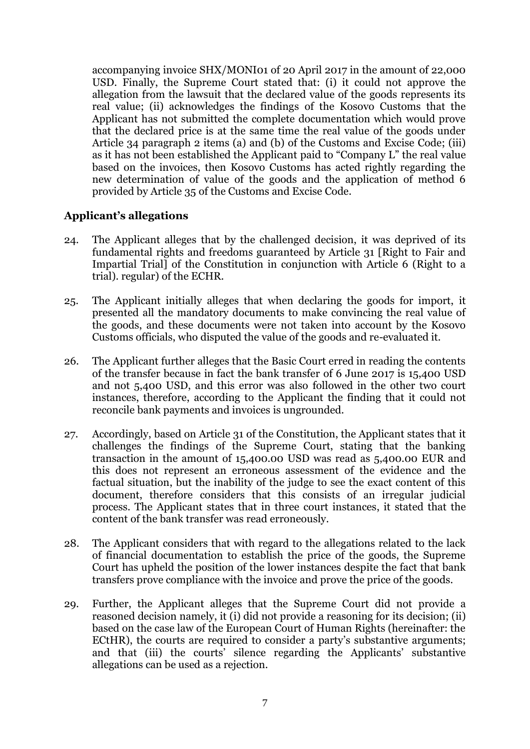accompanying invoice SHX/MONI01 of 20 April 2017 in the amount of 22,000 USD. Finally, the Supreme Court stated that: (i) it could not approve the allegation from the lawsuit that the declared value of the goods represents its real value; (ii) acknowledges the findings of the Kosovo Customs that the Applicant has not submitted the complete documentation which would prove that the declared price is at the same time the real value of the goods under Article 34 paragraph 2 items (a) and (b) of the Customs and Excise Code; (iii) as it has not been established the Applicant paid to "Company L" the real value based on the invoices, then Kosovo Customs has acted rightly regarding the new determination of value of the goods and the application of method 6 provided by Article 35 of the Customs and Excise Code.

## Applicant's allegations

24. The Applicant alleges that by the challenged decision, it was deprived of its fundamental rights and freedoms guaranteed by Article 31 [Right to Fair and Impartial Trial] of the Constitution in conjunction with Article 6 (Right to a trial). regular) of the ECHR.

25. The Applicant initially alleges that when declaring the goods for import, it presented all the mandatory documents to make convincing the real value of the goods, and these documents were not taken into account by the Kosovo Customs officials, who disputed the value of the goods and re-evaluated it.

26. The Applicant further alleges that the Basic Court erred in reading the contents of the transfer because in fact the bank transfer of 6 June 2017 is 15,400 USD and not 5,400 USD, and this error was also followed in the other two court instances, therefore, according to the Applicant the finding that it could not reconcile bank payments and invoices is ungrounded.

27. Accordingly, based on Article 31 of the Constitution, the Applicant states that it challenges the findings of the Supreme Court, stating that the banking transaction in the amount of 15,400.00 USD was read as 5,400.00 EUR and this does not represent an erroneous assessment of the evidence and the factual situation, but the inability of the judge to see the exact content of this document, therefore considers that this consists of an irregular judicial process. The Applicant states that in three court instances, it stated that the content of the bank transfer was read erroneously.

28. The Applicant considers that with regard to the allegations related to the lack of financial documentation to establish the price of the goods, the Supreme Court has upheld the position of the lower instances despite the fact that bank transfers prove compliance with the invoice and prove the price of the goods.

29. Further, the Applicant alleges that the Supreme Court did not provide a reasoned decision namely, it (i) did not provide a reasoning for its decision; (ii) based on the case law of the European Court of Human Rights (hereinafter: the ECtHR), the courts are required to consider a party's substantive arguments; and that (iii) the courts' silence regarding the Applicants' substantive allegations can be used as a rejection.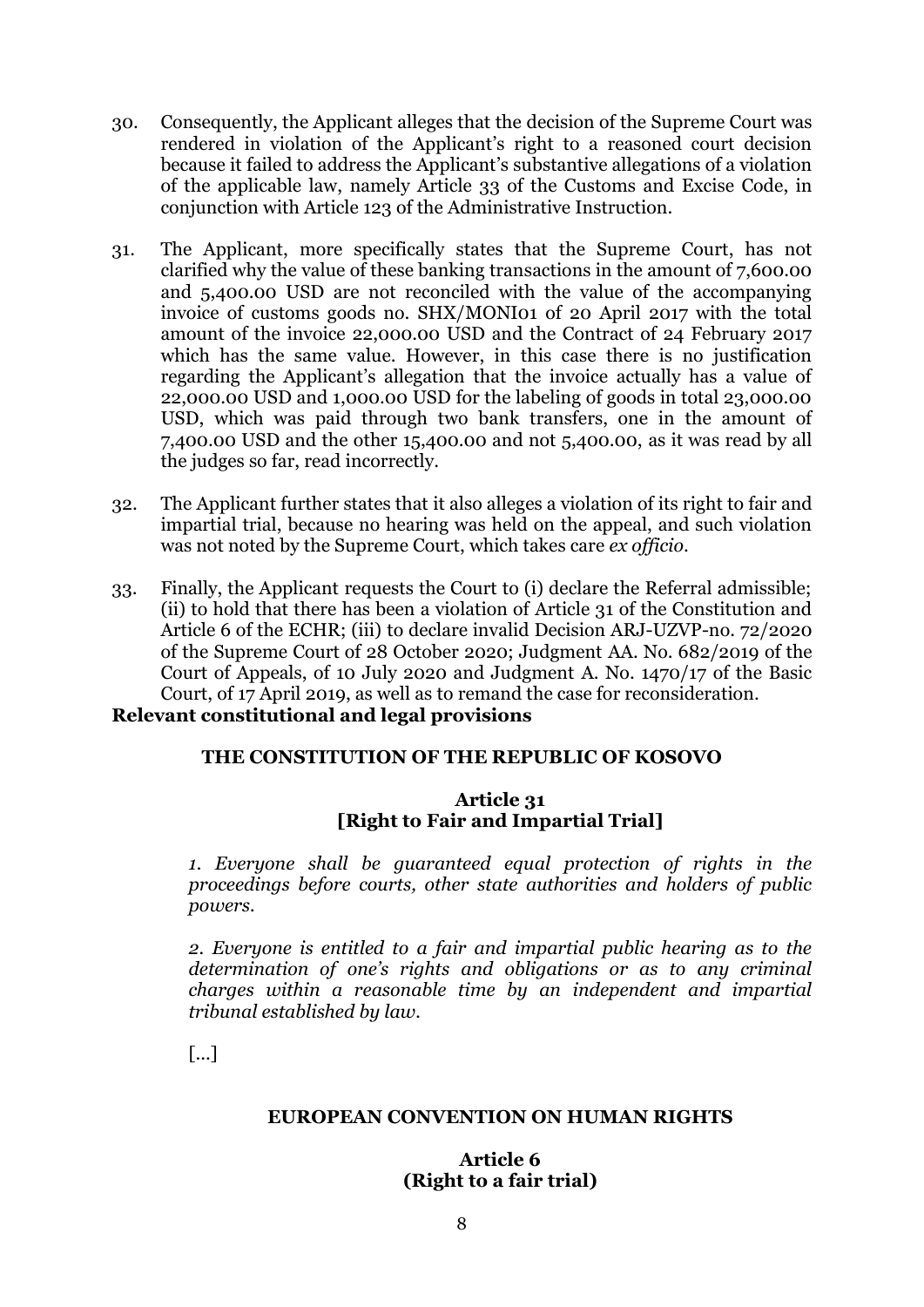30. Consequently, the Applicant alleges that the decision of the Supreme Court was rendered in violation of the Applicant's right to a reasoned court decision because it failed to address the Applicant's substantive allegations of a violation of the applicable law, namely Article 33 of the Customs and Excise Code, in conjunction with Article 123 of the Administrative Instruction.

31. The Applicant, more specifically states that the Supreme Court, has not clarified why the value of these banking transactions in the amount of 7,600.00 and 5,400.00 USD are not reconciled with the value of the accompanying invoice of customs goods no. SHX/MONI01 of 20 April 2017 with the total amount of the invoice 22,000.00 USD and the Contract of 24 February 2017 which has the same value. However, in this case there is no justification regarding the Applicant's allegation that the invoice actually has a value of 22,000.00 USD and 1,000.00 USD for the labeling of goods in total 23,000.00 USD, which was paid through two bank transfers, one in the amount of 7,400.00 USD and the other 15,400.00 and not 5,400.00, as it was read by all the judges so far, read incorrectly.

32. The Applicant further states that it also alleges a violation of its right to fair and impartial trial, because no hearing was held on the appeal, and such violation was not noted by the Supreme Court, which takes care *ex officio*.

33. Finally, the Applicant requests the Court to (i) declare the Referral admissible; (ii) to hold that there has been a violation of Article 31 of the Constitution and Article 6 of the ECHR; (iii) to declare invalid Decision ARJ-UZVP-no. 72/2020 of the Supreme Court of 28 October 2020; Judgment AA. No. 682/2019 of the Court of Appeals, of 10 July 2020 and Judgment A. No. 1470/17 of the Basic Court, of 17 April 2019, as well as to remand the case for reconsideration.

## Relevant constitutional and legal provisions

### THE CONSTITUTION OF THE REPUBLIC OF KOSOVO

#### Article 31 [Right to Fair and Impartial Trial]

*1. Everyone shall be guaranteed equal protection of rights in the proceedings before courts, other state authorities and holders of public powers.*

*2. Everyone is entitled to a fair and impartial public hearing as to the determination of one's rights and obligations or as to any criminal charges within a reasonable time by an independent and impartial tribunal established by law.*

[...]

### EUROPEAN CONVENTION ON HUMAN RIGHTS

#### Article 6 (Right to a fair trial)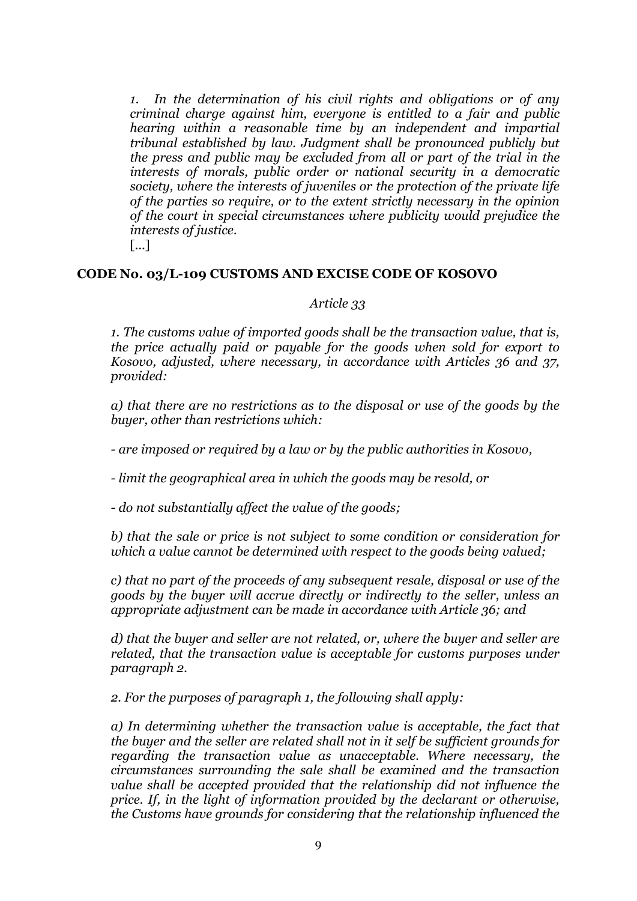*1. In the determination of his civil rights and obligations or of any criminal charge against him, everyone is entitled to a fair and public hearing within a reasonable time by an independent and impartial tribunal established by law. Judgment shall be pronounced publicly but the press and public may be excluded from all or part of the trial in the interests of morals, public order or national security in a democratic society, where the interests of juveniles or the protection of the private life of the parties so require, or to the extent strictly necessary in the opinion of the court in special circumstances where publicity would prejudice the interests of justice.*

[...]

**CODE No. 03/L-109 CUSTOMS AND EXCISE CODE OF KOSOVO**

*Article 33*

*1. The customs value of imported goods shall be the transaction value, that is, the price actually paid or payable for the goods when sold for export to Kosovo, adjusted, where necessary, in accordance with Articles 36 and 37, provided:*

*a) that there are no restrictions as to the disposal or use of the goods by the buyer, other than restrictions which:*

*- are imposed or required by a law or by the public authorities in Kosovo,*

*- limit the geographical area in which the goods may be resold, or*

*- do not substantially affect the value of the goods;*

*b) that the sale or price is not subject to some condition or consideration for which a value cannot be determined with respect to the goods being valued;*

*c) that no part of the proceeds of any subsequent resale, disposal or use of the goods by the buyer will accrue directly or indirectly to the seller, unless an appropriate adjustment can be made in accordance with Article 36; and*

*d) that the buyer and seller are not related, or, where the buyer and seller are related, that the transaction value is acceptable for customs purposes under paragraph 2.*

*2. For the purposes of paragraph 1, the following shall apply:*

*a) In determining whether the transaction value is acceptable, the fact that the buyer and the seller are related shall not in it self be sufficient grounds for regarding the transaction value as unacceptable. Where necessary, the circumstances surrounding the sale shall be examined and the transaction value shall be accepted provided that the relationship did not influence the price. If, in the light of information provided by the declarant or otherwise, the Customs have grounds for considering that the relationship influenced the*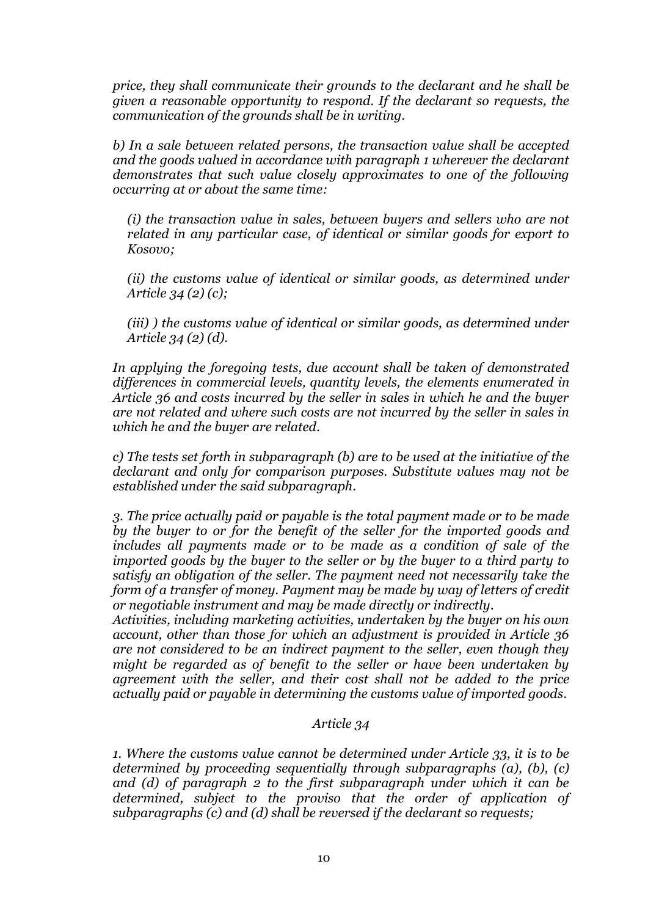*price, they shall communicate their grounds to the declarant and he shall be given a reasonable opportunity to respond. If the declarant so requests, the communication of the grounds shall be in writing.*

*b) In a sale between related persons, the transaction value shall be accepted and the goods valued in accordance with paragraph 1 wherever the declarant demonstrates that such value closely approximates to one of the following occurring at or about the same time:*

*(i) the transaction value in sales, between buyers and sellers who are not related in any particular case, of identical or similar goods for export to Kosovo;*

*(ii) the customs value of identical or similar goods, as determined under Article 34 (2) (c);*

*(iii) ) the customs value of identical or similar goods, as determined under Article 34 (2) (d).*

*In applying the foregoing tests, due account shall be taken of demonstrated differences in commercial levels, quantity levels, the elements enumerated in Article 36 and costs incurred by the seller in sales in which he and the buyer are not related and where such costs are not incurred by the seller in sales in which he and the buyer are related.*

*c) The tests set forth in subparagraph (b) are to be used at the initiative of the declarant and only for comparison purposes. Substitute values may not be established under the said subparagraph.*

*3. The price actually paid or payable is the total payment made or to be made by the buyer to or for the benefit of the seller for the imported goods and includes all payments made or to be made as a condition of sale of the imported goods by the buyer to the seller or by the buyer to a third party to satisfy an obligation of the seller. The payment need not necessarily take the form of a transfer of money. Payment may be made by way of letters of credit or negotiable instrument and may be made directly or indirectly.*
*Activities, including marketing activities, undertaken by the buyer on his own account, other than those for which an adjustment is provided in Article 36 are not considered to be an indirect payment to the seller, even though they might be regarded as of benefit to the seller or have been undertaken by agreement with the seller, and their cost shall not be added to the price actually paid or payable in determining the customs value of imported goods.*

### *Article 34*

*1. Where the customs value cannot be determined under Article 33, it is to be determined by proceeding sequentially through subparagraphs (a), (b), (c) and (d) of paragraph 2 to the first subparagraph under which it can be determined, subject to the proviso that the order of application of subparagraphs (c) and (d) shall be reversed if the declarant so requests;*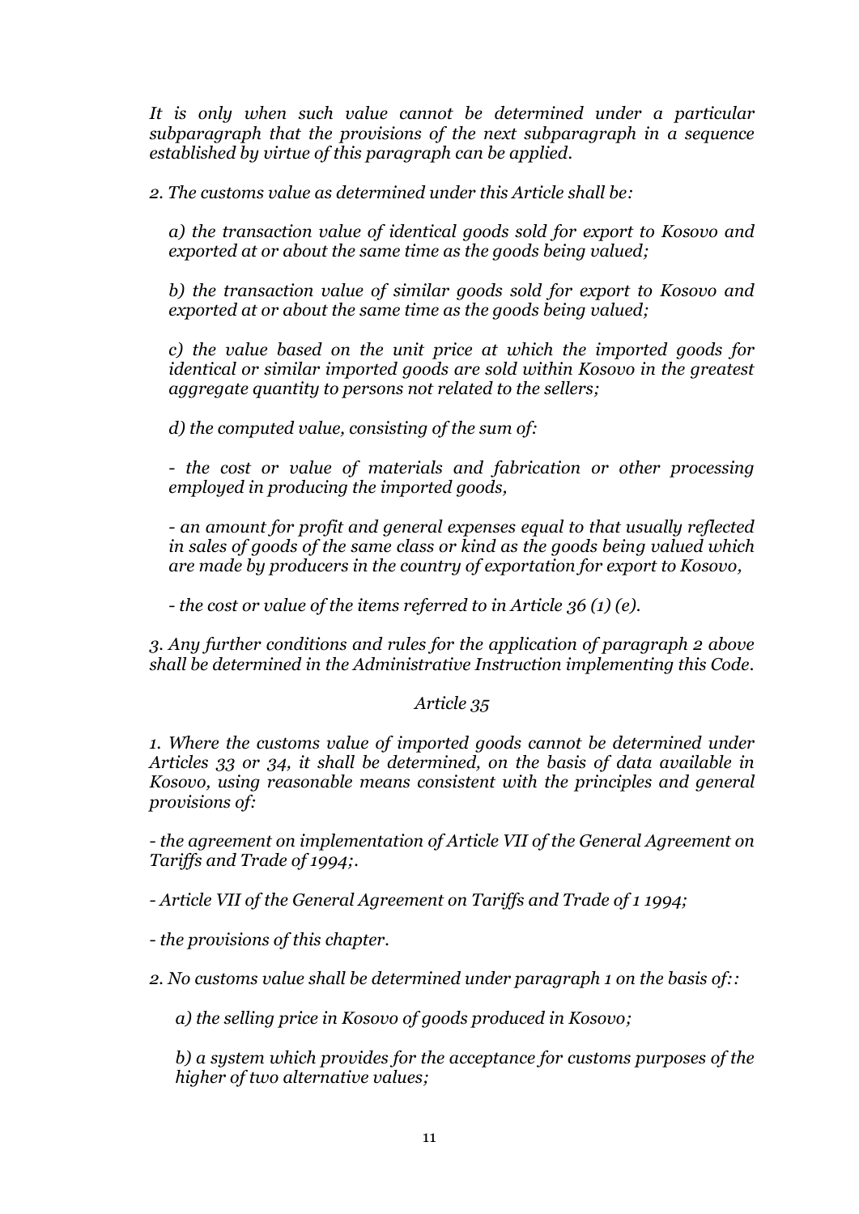*It is only when such value cannot be determined under a particular subparagraph that the provisions of the next subparagraph in a sequence established by virtue of this paragraph can be applied.*

*2. The customs value as determined under this Article shall be:*

*a) the transaction value of identical goods sold for export to Kosovo and exported at or about the same time as the goods being valued;*

*b) the transaction value of similar goods sold for export to Kosovo and exported at or about the same time as the goods being valued;*

*c) the value based on the unit price at which the imported goods for identical or similar imported goods are sold within Kosovo in the greatest aggregate quantity to persons not related to the sellers;*

*d) the computed value, consisting of the sum of:*

*- the cost or value of materials and fabrication or other processing employed in producing the imported goods,*

*- an amount for profit and general expenses equal to that usually reflected in sales of goods of the same class or kind as the goods being valued which are made by producers in the country of exportation for export to Kosovo,*

*- the cost or value of the items referred to in Article 36 (1) (e).*

*3. Any further conditions and rules for the application of paragraph 2 above shall be determined in the Administrative Instruction implementing this Code.*

*Article 35*

*1. Where the customs value of imported goods cannot be determined under Articles 33 or 34, it shall be determined, on the basis of data available in Kosovo, using reasonable means consistent with the principles and general provisions of:*

*- the agreement on implementation of Article VII of the General Agreement on Tariffs and Trade of 1994;.*

*- Article VII of the General Agreement on Tariffs and Trade of 1 1994;*

*- the provisions of this chapter.*

*2. No customs value shall be determined under paragraph 1 on the basis of::*

*a) the selling price in Kosovo of goods produced in Kosovo;*

*b) a system which provides for the acceptance for customs purposes of the higher of two alternative values;*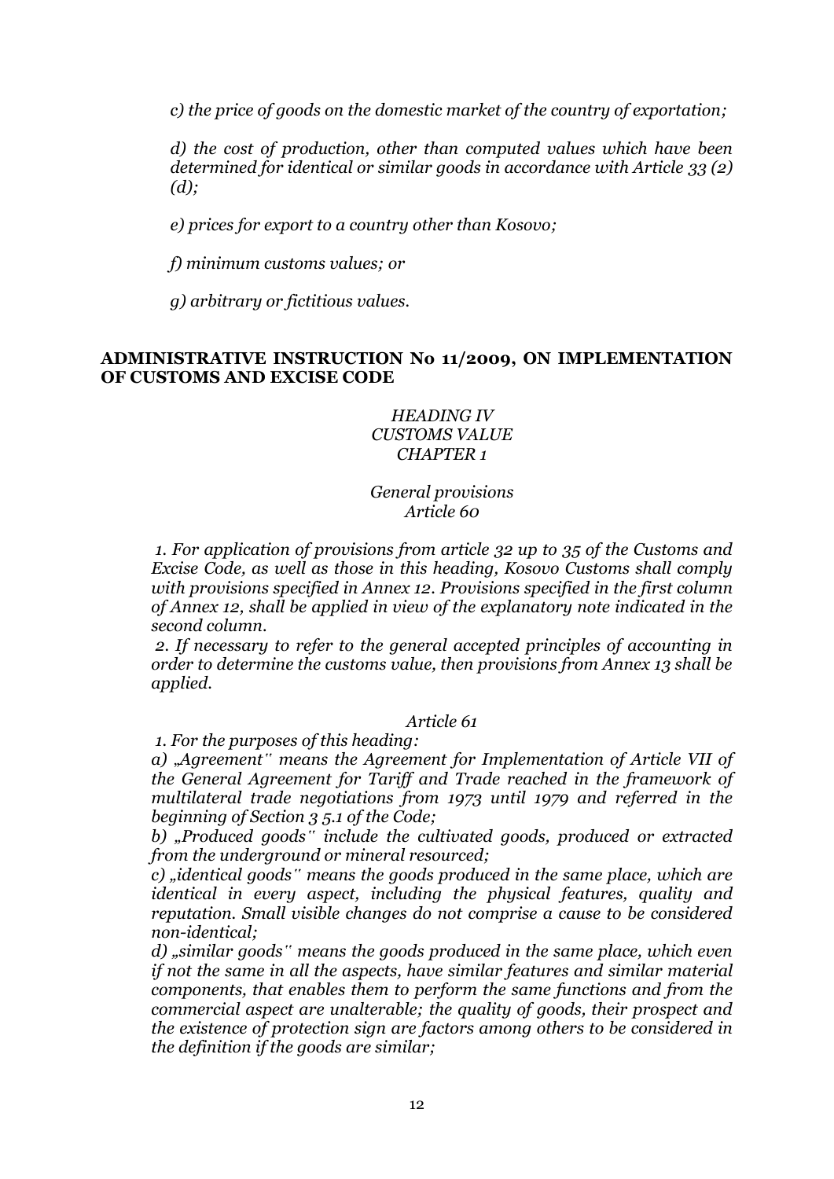*c) the price of goods on the domestic market of the country of exportation;*

*d) the cost of production, other than computed values which have been determined for identical or similar goods in accordance with Article 33 (2) (d);*

*e) prices for export to a country other than Kosovo;*

*f) minimum customs values; or*

*g) arbitrary or fictitious values.*

## ADMINISTRATIVE INSTRUCTION No 11/2009, ON IMPLEMENTATION OF CUSTOMS AND EXCISE CODE

*HEADING IV*
*CUSTOMS VALUE*
*CHAPTER 1*

*General provisions*
*Article 60*

*1. For application of provisions from article 32 up to 35 of the Customs and Excise Code, as well as those in this heading, Kosovo Customs shall comply with provisions specified in Annex 12. Provisions specified in the first column of Annex 12, shall be applied in view of the explanatory note indicated in the second column.*

*2. If necessary to refer to the general accepted principles of accounting in order to determine the customs value, then provisions from Annex 13 shall be applied.*

*Article 61*

*1. For the purposes of this heading:*

*a) „Agreement" means the Agreement for Implementation of Article VII of the General Agreement for Tariff and Trade reached in the framework of multilateral trade negotiations from 1973 until 1979 and referred in the beginning of Section 3 5.1 of the Code;*

*b) „Produced goods" include the cultivated goods, produced or extracted from the underground or mineral resourced;*

*c) „identical goods" means the goods produced in the same place, which are identical in every aspect, including the physical features, quality and reputation. Small visible changes do not comprise a cause to be considered non-identical;*

*d) „similar goods" means the goods produced in the same place, which even if not the same in all the aspects, have similar features and similar material components, that enables them to perform the same functions and from the commercial aspect are unalterable; the quality of goods, their prospect and the existence of protection sign are factors among others to be considered in the definition if the goods are similar;*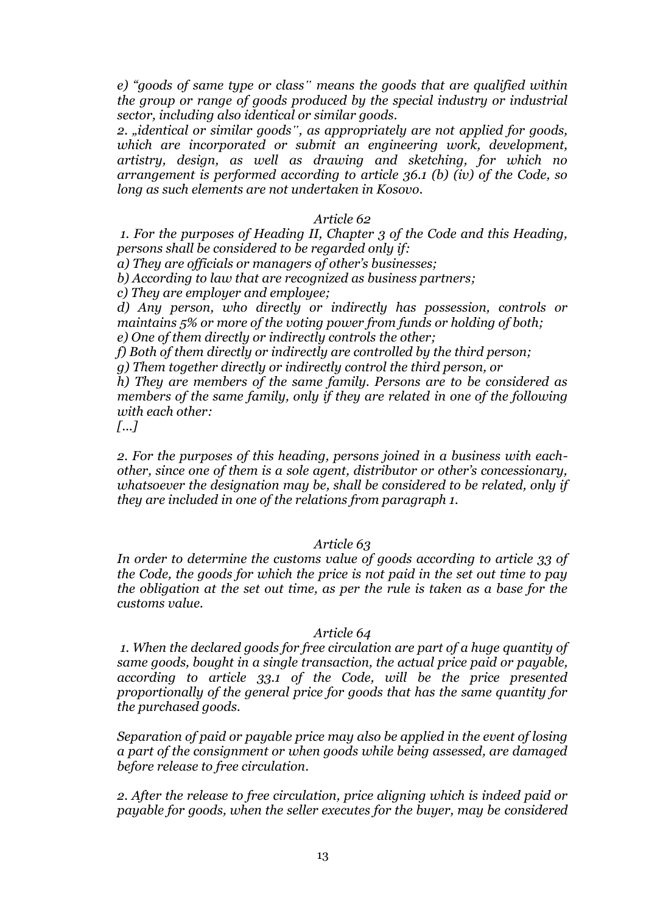*e) "goods of same type or class" means the goods that are qualified within the group or range of goods produced by the special industry or industrial sector, including also identical or similar goods.*

*2. „identical or similar goods", as appropriately are not applied for goods, which are incorporated or submit an engineering work, development, artistry, design, as well as drawing and sketching, for which no arrangement is performed according to article 36.1 (b) (iv) of the Code, so long as such elements are not undertaken in Kosovo.*

### *Article 62*

*1. For the purposes of Heading II, Chapter 3 of the Code and this Heading, persons shall be considered to be regarded only if:*

*a) They are officials or managers of other's businesses;*

*b) According to law that are recognized as business partners;*

*c) They are employer and employee;*

*d) Any person, who directly or indirectly has possession, controls or maintains 5% or more of the voting power from funds or holding of both;*

*e) One of them directly or indirectly controls the other;*

*f) Both of them directly or indirectly are controlled by the third person;*

*g) Them together directly or indirectly control the third person, or*

*h) They are members of the same family. Persons are to be considered as members of the same family, only if they are related in one of the following with each other:*

*[...]*

*2. For the purposes of this heading, persons joined in a business with each-other, since one of them is a sole agent, distributor or other's concessionary, whatsoever the designation may be, shall be considered to be related, only if they are included in one of the relations from paragraph 1.*

### *Article 63*

*In order to determine the customs value of goods according to article 33 of the Code, the goods for which the price is not paid in the set out time to pay the obligation at the set out time, as per the rule is taken as a base for the customs value.*

### *Article 64*

*1. When the declared goods for free circulation are part of a huge quantity of same goods, bought in a single transaction, the actual price paid or payable, according to article 33.1 of the Code, will be the price presented proportionally of the general price for goods that has the same quantity for the purchased goods.*

*Separation of paid or payable price may also be applied in the event of losing a part of the consignment or when goods while being assessed, are damaged before release to free circulation.*

*2. After the release to free circulation, price aligning which is indeed paid or payable for goods, when the seller executes for the buyer, may be considered*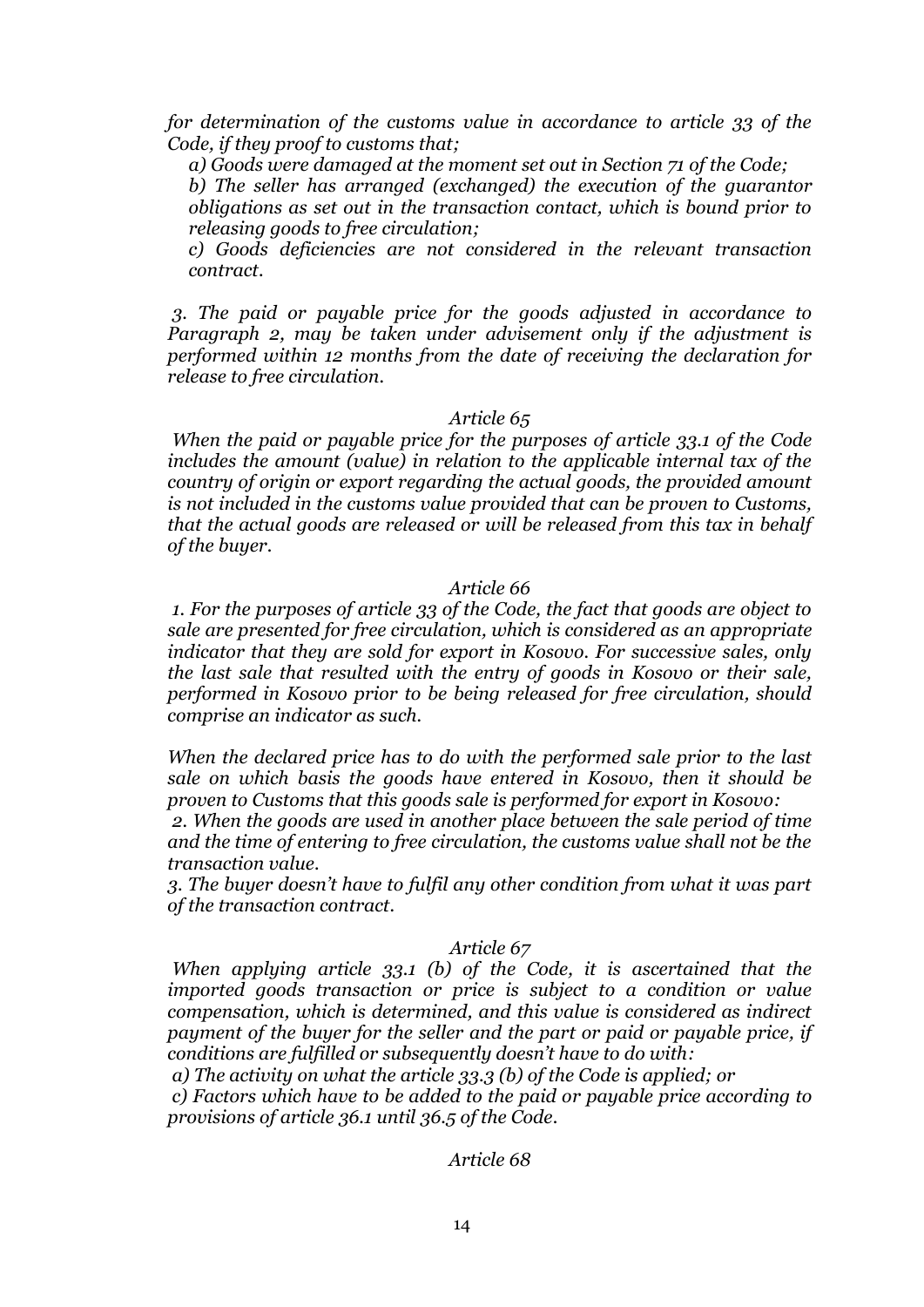*for determination of the customs value in accordance to article 33 of the Code, if they proof to customs that;*

*a) Goods were damaged at the moment set out in Section 71 of the Code;*

*b) The seller has arranged (exchanged) the execution of the guarantor obligations as set out in the transaction contact, which is bound prior to releasing goods to free circulation;*

*c) Goods deficiencies are not considered in the relevant transaction contract.*

*3. The paid or payable price for the goods adjusted in accordance to Paragraph 2, may be taken under advisement only if the adjustment is performed within 12 months from the date of receiving the declaration for release to free circulation.*

*Article 65*

*When the paid or payable price for the purposes of article 33.1 of the Code includes the amount (value) in relation to the applicable internal tax of the country of origin or export regarding the actual goods, the provided amount is not included in the customs value provided that can be proven to Customs, that the actual goods are released or will be released from this tax in behalf of the buyer.*

*Article 66*

*1. For the purposes of article 33 of the Code, the fact that goods are object to sale are presented for free circulation, which is considered as an appropriate indicator that they are sold for export in Kosovo. For successive sales, only the last sale that resulted with the entry of goods in Kosovo or their sale, performed in Kosovo prior to be being released for free circulation, should comprise an indicator as such.*

*When the declared price has to do with the performed sale prior to the last sale on which basis the goods have entered in Kosovo, then it should be proven to Customs that this goods sale is performed for export in Kosovo:*

*2. When the goods are used in another place between the sale period of time and the time of entering to free circulation, the customs value shall not be the transaction value.*

*3. The buyer doesn't have to fulfil any other condition from what it was part of the transaction contract.*

*Article 67*

*When applying article 33.1 (b) of the Code, it is ascertained that the imported goods transaction or price is subject to a condition or value compensation, which is determined, and this value is considered as indirect payment of the buyer for the seller and the part or paid or payable price, if conditions are fulfilled or subsequently doesn't have to do with:*

*a) The activity on what the article 33.3 (b) of the Code is applied; or*

*c) Factors which have to be added to the paid or payable price according to provisions of article 36.1 until 36.5 of the Code.*

*Article 68*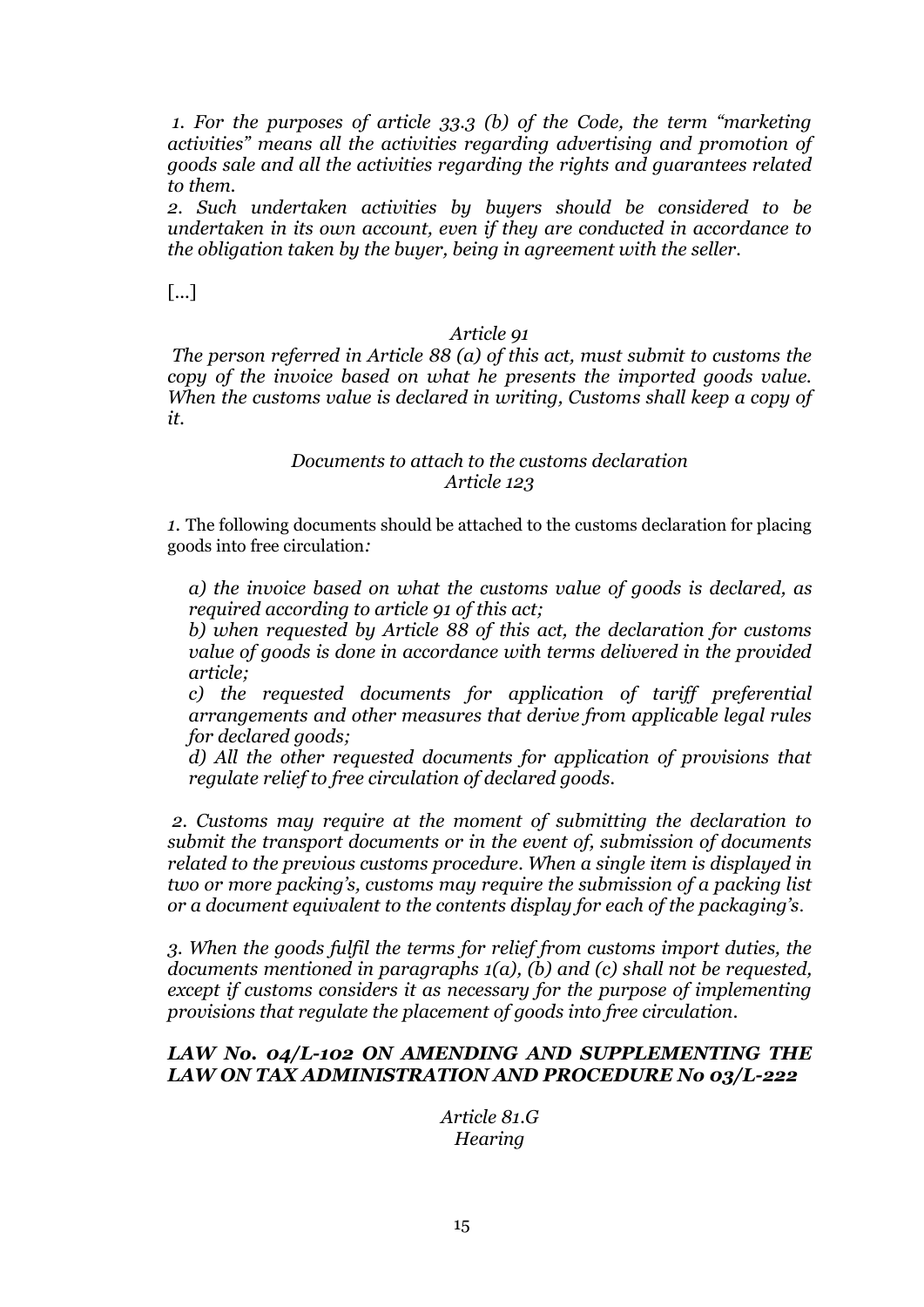*1. For the purposes of article 33.3 (b) of the Code, the term "marketing activities" means all the activities regarding advertising and promotion of goods sale and all the activities regarding the rights and guarantees related to them.*

*2. Such undertaken activities by buyers should be considered to be undertaken in its own account, even if they are conducted in accordance to the obligation taken by the buyer, being in agreement with the seller.*

[...]

*Article 91*

*The person referred in Article 88 (a) of this act, must submit to customs the copy of the invoice based on what he presents the imported goods value. When the customs value is declared in writing, Customs shall keep a copy of it.*

*Documents to attach to the customs declaration*
*Article 123*

*1.* The following documents should be attached to the customs declaration for placing goods into free circulation*:*

*a) the invoice based on what the customs value of goods is declared, as required according to article 91 of this act;*

*b) when requested by Article 88 of this act, the declaration for customs value of goods is done in accordance with terms delivered in the provided article;*

*c) the requested documents for application of tariff preferential arrangements and other measures that derive from applicable legal rules for declared goods;*

*d) All the other requested documents for application of provisions that regulate relief to free circulation of declared goods.*

*2. Customs may require at the moment of submitting the declaration to submit the transport documents or in the event of, submission of documents related to the previous customs procedure. When a single item is displayed in two or more packing's, customs may require the submission of a packing list or a document equivalent to the contents display for each of the packaging's.*

*3. When the goods fulfil the terms for relief from customs import duties, the documents mentioned in paragraphs 1(a), (b) and (c) shall not be requested, except if customs considers it as necessary for the purpose of implementing provisions that regulate the placement of goods into free circulation.*

***LAW No. 04/L-102 ON AMENDING AND SUPPLEMENTING THE LAW ON TAX ADMINISTRATION AND PROCEDURE No 03/L-222***

*Article 81.G*
*Hearing*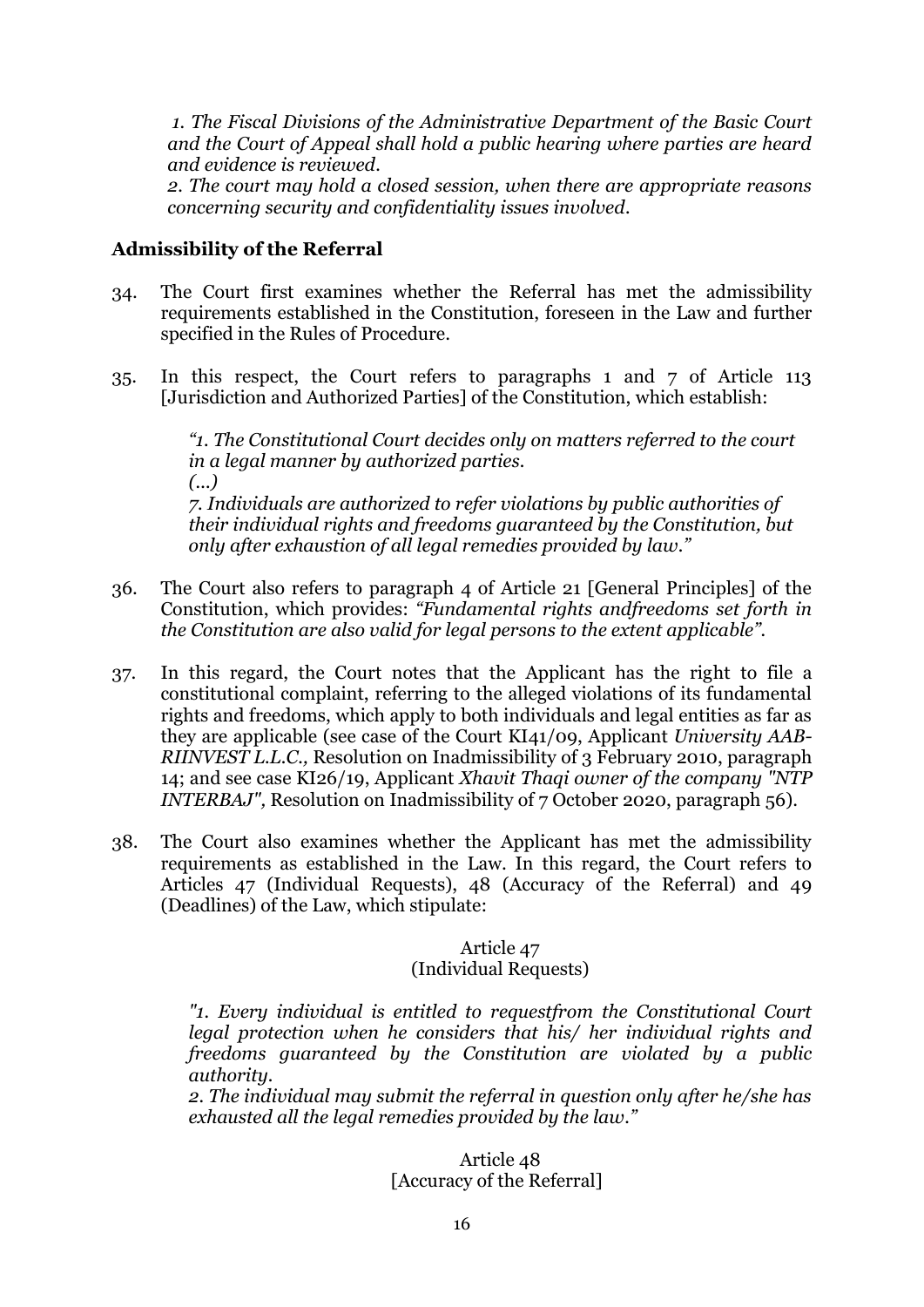*1. The Fiscal Divisions of the Administrative Department of the Basic Court and the Court of Appeal shall hold a public hearing where parties are heard and evidence is reviewed.*

*2. The court may hold a closed session, when there are appropriate reasons concerning security and confidentiality issues involved.*

## Admissibility of the Referral

34. The Court first examines whether the Referral has met the admissibility requirements established in the Constitution, foreseen in the Law and further specified in the Rules of Procedure.

35. In this respect, the Court refers to paragraphs 1 and 7 of Article 113 [Jurisdiction and Authorized Parties] of the Constitution, which establish:

> *"1. The Constitutional Court decides only on matters referred to the court in a legal manner by authorized parties.*
> *(...)*
> *7. Individuals are authorized to refer violations by public authorities of their individual rights and freedoms guaranteed by the Constitution, but only after exhaustion of all legal remedies provided by law."*

36. The Court also refers to paragraph 4 of Article 21 [General Principles] of the Constitution, which provides: *"Fundamental rights andfreedoms set forth in the Constitution are also valid for legal persons to the extent applicable".*

37. In this regard, the Court notes that the Applicant has the right to file a constitutional complaint, referring to the alleged violations of its fundamental rights and freedoms, which apply to both individuals and legal entities as far as they are applicable (see case of the Court KI41/09, Applicant *University AAB-RIINVEST L.L.C.,* Resolution on Inadmissibility of 3 February 2010, paragraph 14; and see case KI26/19, Applicant *Xhavit Thaqi owner of the company "NTP INTERBAJ",* Resolution on Inadmissibility of 7 October 2020, paragraph 56).

38. The Court also examines whether the Applicant has met the admissibility requirements as established in the Law. In this regard, the Court refers to Articles 47 (Individual Requests), 48 (Accuracy of the Referral) and 49 (Deadlines) of the Law, which stipulate:

Article 47
(Individual Requests)

> *"1. Every individual is entitled to requestfrom the Constitutional Court legal protection when he considers that his/ her individual rights and freedoms guaranteed by the Constitution are violated by a public authority.*
> *2. The individual may submit the referral in question only after he/she has exhausted all the legal remedies provided by the law."*

Article 48
[Accuracy of the Referral]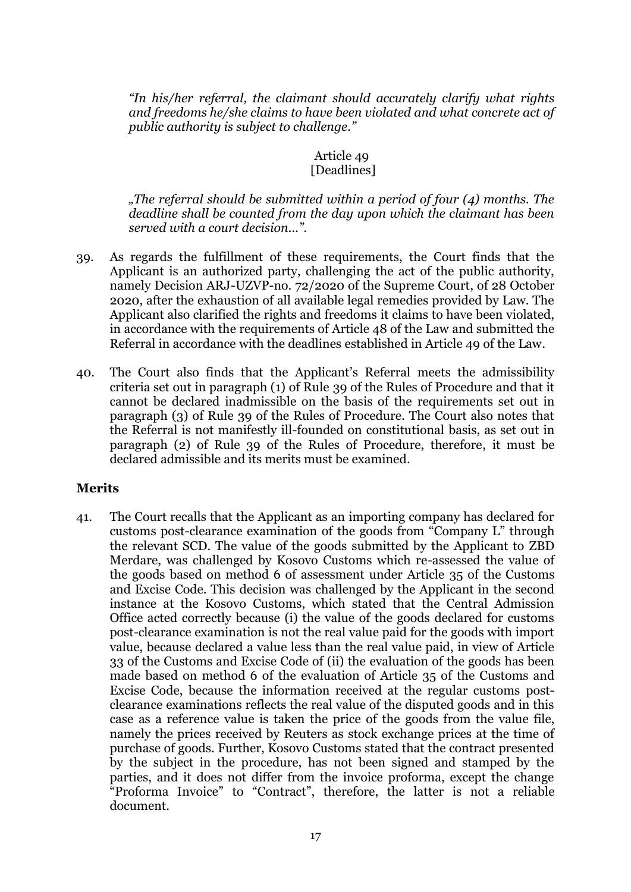*"In his/her referral, the claimant should accurately clarify what rights and freedoms he/she claims to have been violated and what concrete act of public authority is subject to challenge."*

Article 49
[Deadlines]

*„The referral should be submitted within a period of four (4) months. The deadline shall be counted from the day upon which the claimant has been served with a court decision...".*

39. As regards the fulfillment of these requirements, the Court finds that the Applicant is an authorized party, challenging the act of the public authority, namely Decision ARJ-UZVP-no. 72/2020 of the Supreme Court, of 28 October 2020, after the exhaustion of all available legal remedies provided by Law. The Applicant also clarified the rights and freedoms it claims to have been violated, in accordance with the requirements of Article 48 of the Law and submitted the Referral in accordance with the deadlines established in Article 49 of the Law.

40. The Court also finds that the Applicant's Referral meets the admissibility criteria set out in paragraph (1) of Rule 39 of the Rules of Procedure and that it cannot be declared inadmissible on the basis of the requirements set out in paragraph (3) of Rule 39 of the Rules of Procedure. The Court also notes that the Referral is not manifestly ill-founded on constitutional basis, as set out in paragraph (2) of Rule 39 of the Rules of Procedure, therefore, it must be declared admissible and its merits must be examined.

## Merits

41. The Court recalls that the Applicant as an importing company has declared for customs post-clearance examination of the goods from "Company L" through the relevant SCD. The value of the goods submitted by the Applicant to ZBD Merdare, was challenged by Kosovo Customs which re-assessed the value of the goods based on method 6 of assessment under Article 35 of the Customs and Excise Code. This decision was challenged by the Applicant in the second instance at the Kosovo Customs, which stated that the Central Admission Office acted correctly because (i) the value of the goods declared for customs post-clearance examination is not the real value paid for the goods with import value, because declared a value less than the real value paid, in view of Article 33 of the Customs and Excise Code of (ii) the evaluation of the goods has been made based on method 6 of the evaluation of Article 35 of the Customs and Excise Code, because the information received at the regular customs post-clearance examinations reflects the real value of the disputed goods and in this case as a reference value is taken the price of the goods from the value file, namely the prices received by Reuters as stock exchange prices at the time of purchase of goods. Further, Kosovo Customs stated that the contract presented by the subject in the procedure, has not been signed and stamped by the parties, and it does not differ from the invoice proforma, except the change "Proforma Invoice" to "Contract", therefore, the latter is not a reliable document.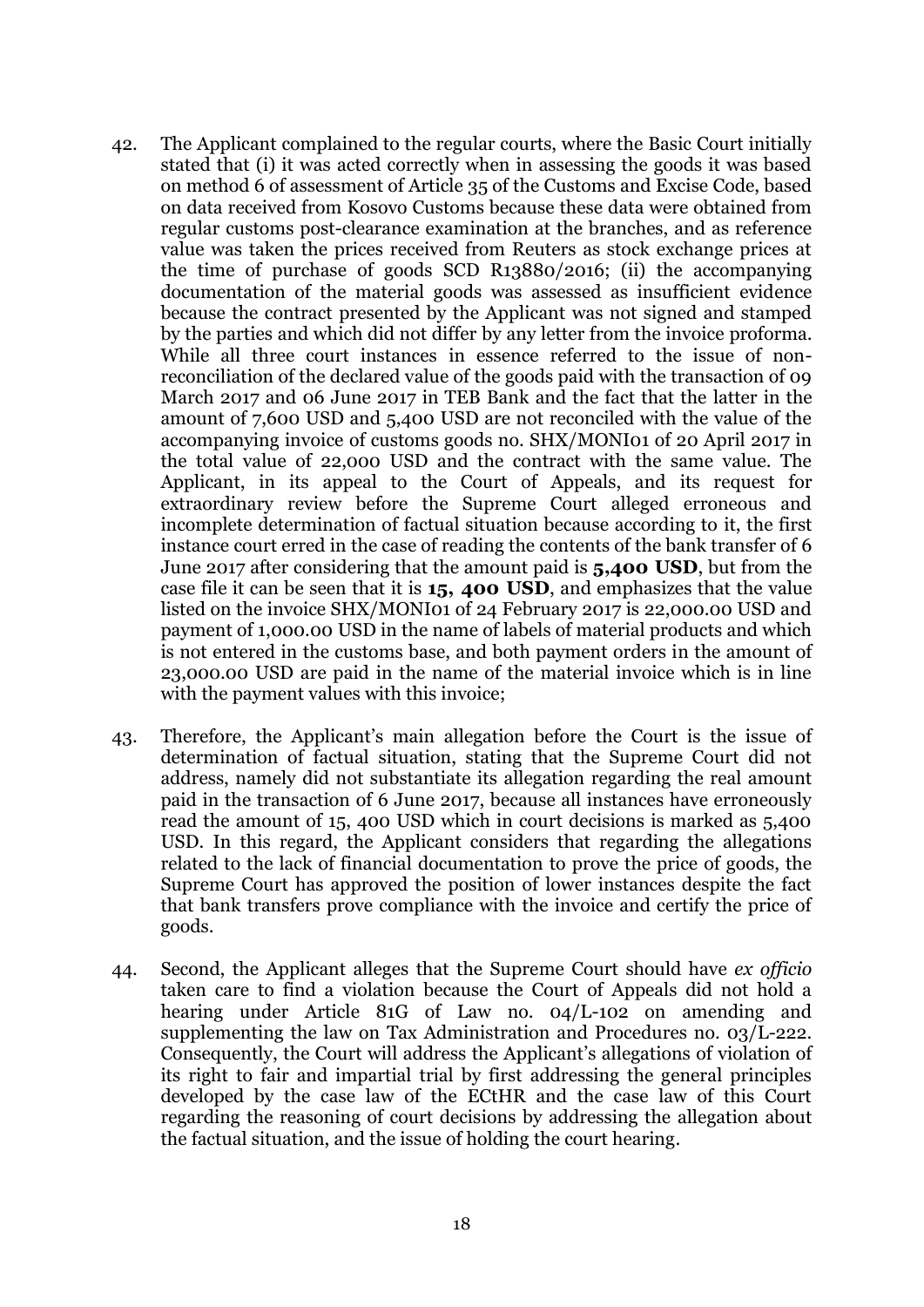42. The Applicant complained to the regular courts, where the Basic Court initially stated that (i) it was acted correctly when in assessing the goods it was based on method 6 of assessment of Article 35 of the Customs and Excise Code, based on data received from Kosovo Customs because these data were obtained from regular customs post-clearance examination at the branches, and as reference value was taken the prices received from Reuters as stock exchange prices at the time of purchase of goods SCD R13880/2016; (ii) the accompanying documentation of the material goods was assessed as insufficient evidence because the contract presented by the Applicant was not signed and stamped by the parties and which did not differ by any letter from the invoice proforma. While all three court instances in essence referred to the issue of non-reconciliation of the declared value of the goods paid with the transaction of 09 March 2017 and 06 June 2017 in TEB Bank and the fact that the latter in the amount of 7,600 USD and 5,400 USD are not reconciled with the value of the accompanying invoice of customs goods no. SHX/MONI01 of 20 April 2017 in the total value of 22,000 USD and the contract with the same value. The Applicant, in its appeal to the Court of Appeals, and its request for extraordinary review before the Supreme Court alleged erroneous and incomplete determination of factual situation because according to it, the first instance court erred in the case of reading the contents of the bank transfer of 6 June 2017 after considering that the amount paid is **5,400 USD**, but from the case file it can be seen that it is **15, 400 USD**, and emphasizes that the value listed on the invoice SHX/MONI01 of 24 February 2017 is 22,000.00 USD and payment of 1,000.00 USD in the name of labels of material products and which is not entered in the customs base, and both payment orders in the amount of 23,000.00 USD are paid in the name of the material invoice which is in line with the payment values with this invoice;

43. Therefore, the Applicant's main allegation before the Court is the issue of determination of factual situation, stating that the Supreme Court did not address, namely did not substantiate its allegation regarding the real amount paid in the transaction of 6 June 2017, because all instances have erroneously read the amount of 15, 400 USD which in court decisions is marked as 5,400 USD. In this regard, the Applicant considers that regarding the allegations related to the lack of financial documentation to prove the price of goods, the Supreme Court has approved the position of lower instances despite the fact that bank transfers prove compliance with the invoice and certify the price of goods.

44. Second, the Applicant alleges that the Supreme Court should have *ex officio* taken care to find a violation because the Court of Appeals did not hold a hearing under Article 81G of Law no. 04/L-102 on amending and supplementing the law on Tax Administration and Procedures no. 03/L-222. Consequently, the Court will address the Applicant's allegations of violation of its right to fair and impartial trial by first addressing the general principles developed by the case law of the ECtHR and the case law of this Court regarding the reasoning of court decisions by addressing the allegation about the factual situation, and the issue of holding the court hearing.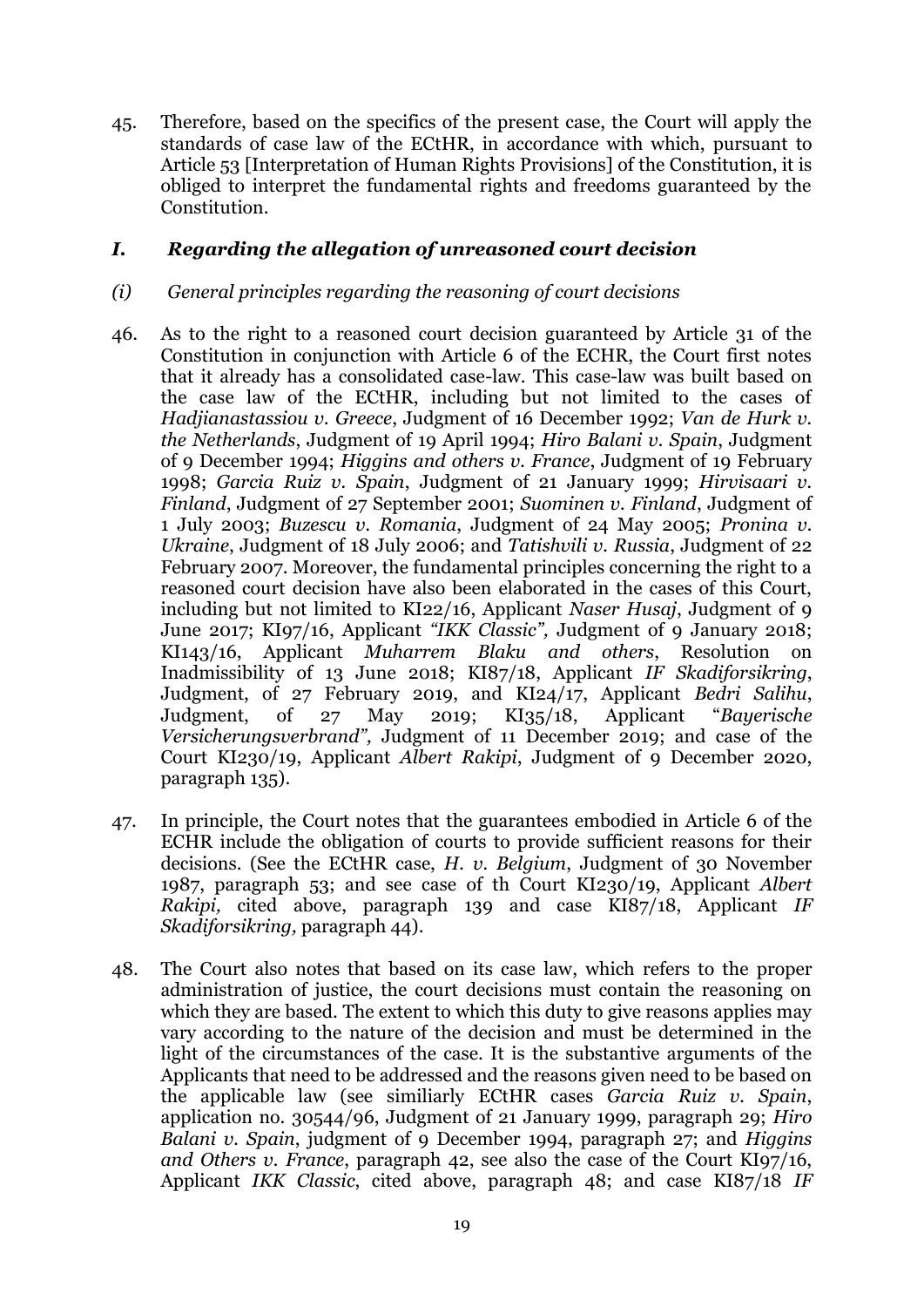45. Therefore, based on the specifics of the present case, the Court will apply the standards of case law of the ECtHR, in accordance with which, pursuant to Article 53 [Interpretation of Human Rights Provisions] of the Constitution, it is obliged to interpret the fundamental rights and freedoms guaranteed by the Constitution.

### *I. Regarding the allegation of unreasoned court decision*

*(i) General principles regarding the reasoning of court decisions*

46. As to the right to a reasoned court decision guaranteed by Article 31 of the Constitution in conjunction with Article 6 of the ECHR, the Court first notes that it already has a consolidated case-law. This case-law was built based on the case law of the ECtHR, including but not limited to the cases of *Hadjianastassiou v. Greece*, Judgment of 16 December 1992; *Van de Hurk v. the Netherlands*, Judgment of 19 April 1994; *Hiro Balani v. Spain*, Judgment of 9 December 1994; *Higgins and others v. France*, Judgment of 19 February 1998; *Garcia Ruiz v. Spain*, Judgment of 21 January 1999; *Hirvisaari v. Finland*, Judgment of 27 September 2001; *Suominen v. Finland*, Judgment of 1 July 2003; *Buzescu v. Romania*, Judgment of 24 May 2005; *Pronina v. Ukraine*, Judgment of 18 July 2006; and *Tatishvili v. Russia*, Judgment of 22 February 2007. Moreover, the fundamental principles concerning the right to a reasoned court decision have also been elaborated in the cases of this Court, including but not limited to KI22/16, Applicant *Naser Husaj*, Judgment of 9 June 2017; KI97/16, Applicant *"IKK Classic"*, Judgment of 9 January 2018; KI143/16, Applicant *Muharrem Blaku and others*, Resolution on Inadmissibility of 13 June 2018; KI87/18, Applicant *IF Skadiforsikring*, Judgment, of 27 February 2019, and KI24/17, Applicant *Bedri Salihu*, Judgment, of 27 May 2019; KI35/18, Applicant "*Bayerische Versicherungsverbrand"*, Judgment of 11 December 2019; and case of the Court KI230/19, Applicant *Albert Rakipi*, Judgment of 9 December 2020, paragraph 135).

47. In principle, the Court notes that the guarantees embodied in Article 6 of the ECHR include the obligation of courts to provide sufficient reasons for their decisions. (See the ECtHR case, *H. v. Belgium*, Judgment of 30 November 1987, paragraph 53; and see case of th Court KI230/19, Applicant *Albert Rakipi,* cited above, paragraph 139 and case KI87/18, Applicant *IF Skadiforsikring,* paragraph 44).

48. The Court also notes that based on its case law, which refers to the proper administration of justice, the court decisions must contain the reasoning on which they are based. The extent to which this duty to give reasons applies may vary according to the nature of the decision and must be determined in the light of the circumstances of the case. It is the substantive arguments of the Applicants that need to be addressed and the reasons given need to be based on the applicable law (see similiarly ECtHR cases *Garcia Ruiz v. Spain*, application no. 30544/96, Judgment of 21 January 1999, paragraph 29; *Hiro Balani v. Spain*, judgment of 9 December 1994, paragraph 27; and *Higgins and Others v. France*, paragraph 42, see also the case of the Court KI97/16, Applicant *IKK Classic*, cited above, paragraph 48; and case KI87/18 *IF*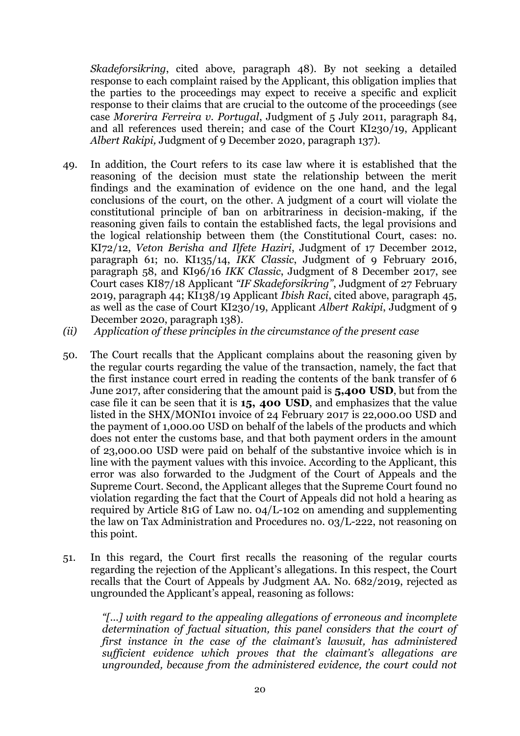*Skadeforsikring*, cited above, paragraph 48). By not seeking a detailed response to each complaint raised by the Applicant, this obligation implies that the parties to the proceedings may expect to receive a specific and explicit response to their claims that are crucial to the outcome of the proceedings (see case *Morerira Ferreira v. Portugal*, Judgment of 5 July 2011, paragraph 84, and all references used therein; and case of the Court KI230/19, Applicant *Albert Rakipi,* Judgment of 9 December 2020, paragraph 137).

49. In addition, the Court refers to its case law where it is established that the reasoning of the decision must state the relationship between the merit findings and the examination of evidence on the one hand, and the legal conclusions of the court, on the other. A judgment of a court will violate the constitutional principle of ban on arbitrariness in decision-making, if the reasoning given fails to contain the established facts, the legal provisions and the logical relationship between them (the Constitutional Court, cases: no. KI72/12, *Veton Berisha and Ilfete Haziri*, Judgment of 17 December 2012, paragraph 61; no. KI135/14, *IKK Classic*, Judgment of 9 February 2016, paragraph 58, and KI96/16 *IKK Classic*, Judgment of 8 December 2017, see Court cases KI87/18 Applicant *"IF Skadeforsikring"*, Judgment of 27 February 2019, paragraph 44; KI138/19 Applicant *Ibish Raci*, cited above, paragraph 45, as well as the case of Court KI230/19, Applicant *Albert Rakipi*, Judgment of 9 December 2020, paragraph 138).

*(ii) Application of these principles in the circumstance of the present case*

50. The Court recalls that the Applicant complains about the reasoning given by the regular courts regarding the value of the transaction, namely, the fact that the first instance court erred in reading the contents of the bank transfer of 6 June 2017, after considering that the amount paid is **5,400 USD**, but from the case file it can be seen that it is **15, 400 USD**, and emphasizes that the value listed in the SHX/MONI01 invoice of 24 February 2017 is 22,000.00 USD and the payment of 1,000.00 USD on behalf of the labels of the products and which does not enter the customs base, and that both payment orders in the amount of 23,000.00 USD were paid on behalf of the substantive invoice which is in line with the payment values with this invoice. According to the Applicant, this error was also forwarded to the Judgment of the Court of Appeals and the Supreme Court. Second, the Applicant alleges that the Supreme Court found no violation regarding the fact that the Court of Appeals did not hold a hearing as required by Article 81G of Law no. 04/L-102 on amending and supplementing the law on Tax Administration and Procedures no. 03/L-222, not reasoning on this point.

51. In this regard, the Court first recalls the reasoning of the regular courts regarding the rejection of the Applicant's allegations. In this respect, the Court recalls that the Court of Appeals by Judgment AA. No. 682/2019, rejected as ungrounded the Applicant's appeal, reasoning as follows:

> *"[...] with regard to the appealing allegations of erroneous and incomplete determination of factual situation, this panel considers that the court of first instance in the case of the claimant's lawsuit, has administered sufficient evidence which proves that the claimant's allegations are ungrounded, because from the administered evidence, the court could not*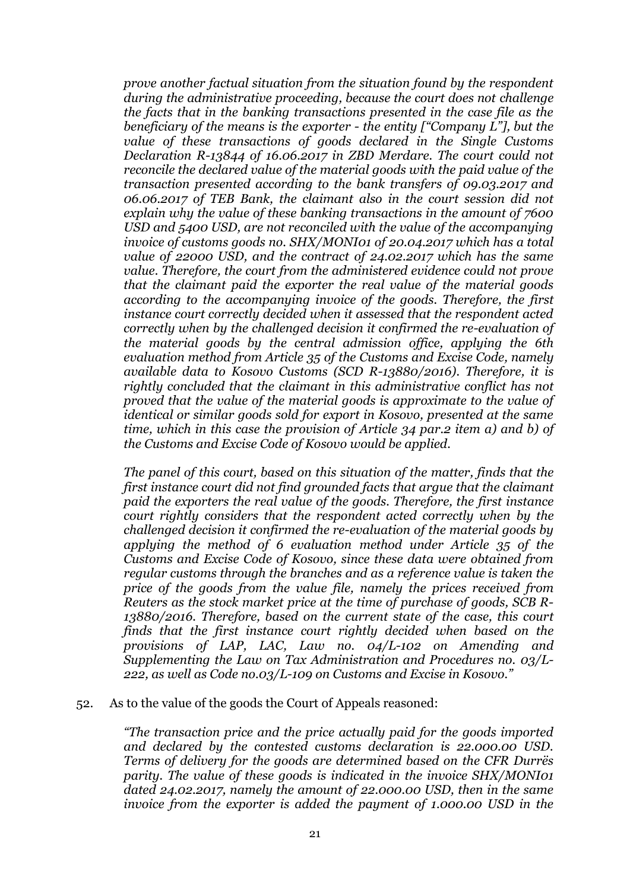*prove another factual situation from the situation found by the respondent during the administrative proceeding, because the court does not challenge the facts that in the banking transactions presented in the case file as the beneficiary of the means is the exporter - the entity ["Company L"], but the value of these transactions of goods declared in the Single Customs Declaration R-13844 of 16.06.2017 in ZBD Merdare. The court could not reconcile the declared value of the material goods with the paid value of the transaction presented according to the bank transfers of 09.03.2017 and 06.06.2017 of TEB Bank, the claimant also in the court session did not explain why the value of these banking transactions in the amount of 7600 USD and 5400 USD, are not reconciled with the value of the accompanying invoice of customs goods no. SHX/MONI01 of 20.04.2017 which has a total value of 22000 USD, and the contract of 24.02.2017 which has the same value. Therefore, the court from the administered evidence could not prove that the claimant paid the exporter the real value of the material goods according to the accompanying invoice of the goods. Therefore, the first instance court correctly decided when it assessed that the respondent acted correctly when by the challenged decision it confirmed the re-evaluation of the material goods by the central admission office, applying the 6th evaluation method from Article 35 of the Customs and Excise Code, namely available data to Kosovo Customs (SCD R-13880/2016). Therefore, it is rightly concluded that the claimant in this administrative conflict has not proved that the value of the material goods is approximate to the value of identical or similar goods sold for export in Kosovo, presented at the same time, which in this case the provision of Article 34 par.2 item a) and b) of the Customs and Excise Code of Kosovo would be applied.*

*The panel of this court, based on this situation of the matter, finds that the first instance court did not find grounded facts that argue that the claimant paid the exporters the real value of the goods. Therefore, the first instance court rightly considers that the respondent acted correctly when by the challenged decision it confirmed the re-evaluation of the material goods by applying the method of 6 evaluation method under Article 35 of the Customs and Excise Code of Kosovo, since these data were obtained from regular customs through the branches and as a reference value is taken the price of the goods from the value file, namely the prices received from Reuters as the stock market price at the time of purchase of goods, SCB R-13880/2016. Therefore, based on the current state of the case, this court finds that the first instance court rightly decided when based on the provisions of LAP, LAC, Law no. 04/L-102 on Amending and Supplementing the Law on Tax Administration and Procedures no. 03/L-222, as well as Code no.03/L-109 on Customs and Excise in Kosovo."*

52. As to the value of the goods the Court of Appeals reasoned:

*"The transaction price and the price actually paid for the goods imported and declared by the contested customs declaration is 22.000.00 USD. Terms of delivery for the goods are determined based on the CFR Durrës parity. The value of these goods is indicated in the invoice SHX/MONI01 dated 24.02.2017, namely the amount of 22.000.00 USD, then in the same invoice from the exporter is added the payment of 1.000.00 USD in the*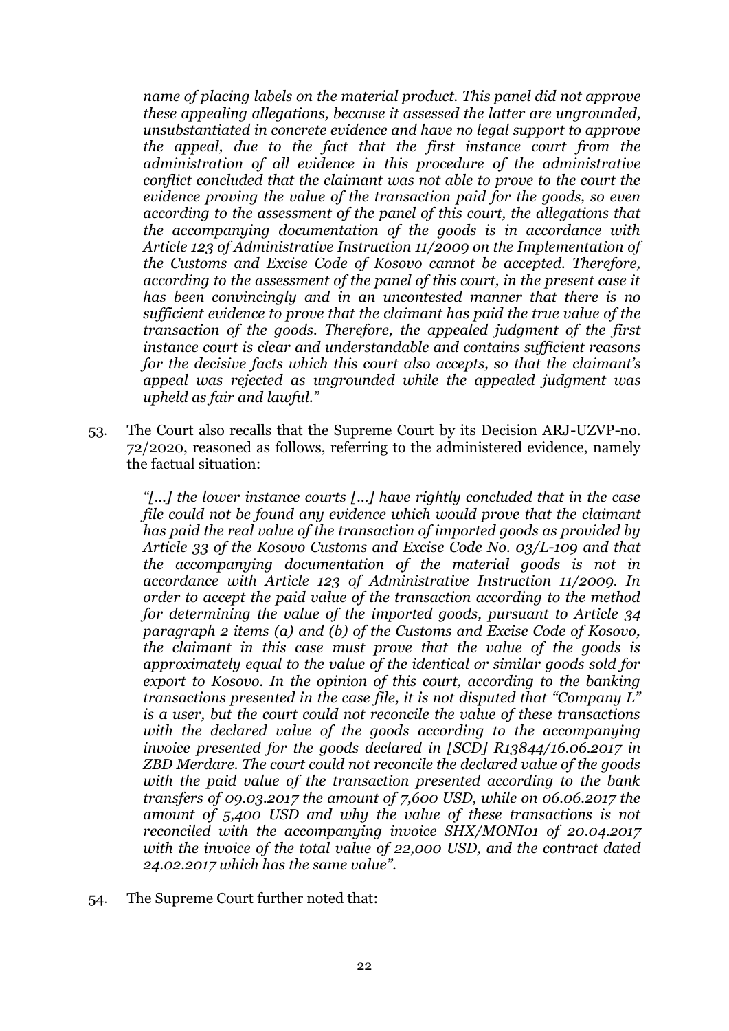*name of placing labels on the material product. This panel did not approve these appealing allegations, because it assessed the latter are ungrounded, unsubstantiated in concrete evidence and have no legal support to approve the appeal, due to the fact that the first instance court from the administration of all evidence in this procedure of the administrative conflict concluded that the claimant was not able to prove to the court the evidence proving the value of the transaction paid for the goods, so even according to the assessment of the panel of this court, the allegations that the accompanying documentation of the goods is in accordance with Article 123 of Administrative Instruction 11/2009 on the Implementation of the Customs and Excise Code of Kosovo cannot be accepted. Therefore, according to the assessment of the panel of this court, in the present case it has been convincingly and in an uncontested manner that there is no sufficient evidence to prove that the claimant has paid the true value of the transaction of the goods. Therefore, the appealed judgment of the first instance court is clear and understandable and contains sufficient reasons for the decisive facts which this court also accepts, so that the claimant's appeal was rejected as ungrounded while the appealed judgment was upheld as fair and lawful."*

53. The Court also recalls that the Supreme Court by its Decision ARJ-UZVP-no. 72/2020, reasoned as follows, referring to the administered evidence, namely the factual situation:

    *"[...] the lower instance courts [...] have rightly concluded that in the case file could not be found any evidence which would prove that the claimant has paid the real value of the transaction of imported goods as provided by Article 33 of the Kosovo Customs and Excise Code No. 03/L-109 and that the accompanying documentation of the material goods is not in accordance with Article 123 of Administrative Instruction 11/2009. In order to accept the paid value of the transaction according to the method for determining the value of the imported goods, pursuant to Article 34 paragraph 2 items (a) and (b) of the Customs and Excise Code of Kosovo, the claimant in this case must prove that the value of the goods is approximately equal to the value of the identical or similar goods sold for export to Kosovo. In the opinion of this court, according to the banking transactions presented in the case file, it is not disputed that "Company L" is a user, but the court could not reconcile the value of these transactions with the declared value of the goods according to the accompanying invoice presented for the goods declared in [SCD] R13844/16.06.2017 in ZBD Merdare. The court could not reconcile the declared value of the goods with the paid value of the transaction presented according to the bank transfers of 09.03.2017 the amount of 7,600 USD, while on 06.06.2017 the amount of 5,400 USD and why the value of these transactions is not reconciled with the accompanying invoice SHX/MONI01 of 20.04.2017 with the invoice of the total value of 22,000 USD, and the contract dated 24.02.2017 which has the same value".*

54. The Supreme Court further noted that: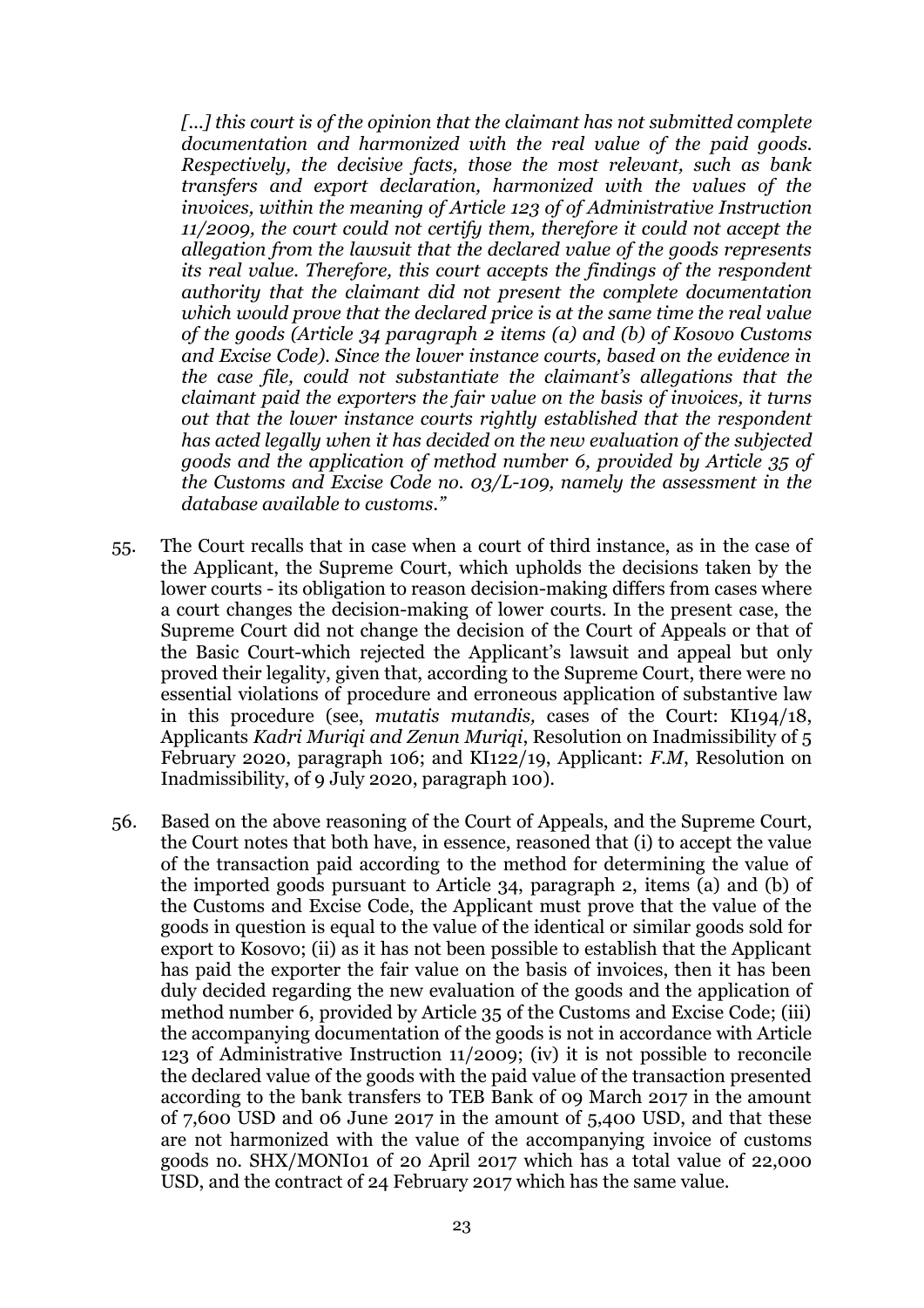*[...] this court is of the opinion that the claimant has not submitted complete documentation and harmonized with the real value of the paid goods. Respectively, the decisive facts, those the most relevant, such as bank transfers and export declaration, harmonized with the values of the invoices, within the meaning of Article 123 of of Administrative Instruction 11/2009, the court could not certify them, therefore it could not accept the allegation from the lawsuit that the declared value of the goods represents its real value. Therefore, this court accepts the findings of the respondent authority that the claimant did not present the complete documentation which would prove that the declared price is at the same time the real value of the goods (Article 34 paragraph 2 items (a) and (b) of Kosovo Customs and Excise Code). Since the lower instance courts, based on the evidence in the case file, could not substantiate the claimant's allegations that the claimant paid the exporters the fair value on the basis of invoices, it turns out that the lower instance courts rightly established that the respondent has acted legally when it has decided on the new evaluation of the subjected goods and the application of method number 6, provided by Article 35 of the Customs and Excise Code no. 03/L-109, namely the assessment in the database available to customs."*

55. The Court recalls that in case when a court of third instance, as in the case of the Applicant, the Supreme Court, which upholds the decisions taken by the lower courts - its obligation to reason decision-making differs from cases where a court changes the decision-making of lower courts. In the present case, the Supreme Court did not change the decision of the Court of Appeals or that of the Basic Court-which rejected the Applicant's lawsuit and appeal but only proved their legality, given that, according to the Supreme Court, there were no essential violations of procedure and erroneous application of substantive law in this procedure (see, *mutatis mutandis,* cases of the Court: KI194/18, Applicants *Kadri Muriqi and Zenun Muriqi*, Resolution on Inadmissibility of 5 February 2020, paragraph 106; and KI122/19, Applicant: *F.M*, Resolution on Inadmissibility, of 9 July 2020, paragraph 100).

56. Based on the above reasoning of the Court of Appeals, and the Supreme Court, the Court notes that both have, in essence, reasoned that (i) to accept the value of the transaction paid according to the method for determining the value of the imported goods pursuant to Article 34, paragraph 2, items (a) and (b) of the Customs and Excise Code, the Applicant must prove that the value of the goods in question is equal to the value of the identical or similar goods sold for export to Kosovo; (ii) as it has not been possible to establish that the Applicant has paid the exporter the fair value on the basis of invoices, then it has been duly decided regarding the new evaluation of the goods and the application of method number 6, provided by Article 35 of the Customs and Excise Code; (iii) the accompanying documentation of the goods is not in accordance with Article 123 of Administrative Instruction 11/2009; (iv) it is not possible to reconcile the declared value of the goods with the paid value of the transaction presented according to the bank transfers to TEB Bank of 09 March 2017 in the amount of 7,600 USD and 06 June 2017 in the amount of 5,400 USD, and that these are not harmonized with the value of the accompanying invoice of customs goods no. SHX/MONI01 of 20 April 2017 which has a total value of 22,000 USD, and the contract of 24 February 2017 which has the same value.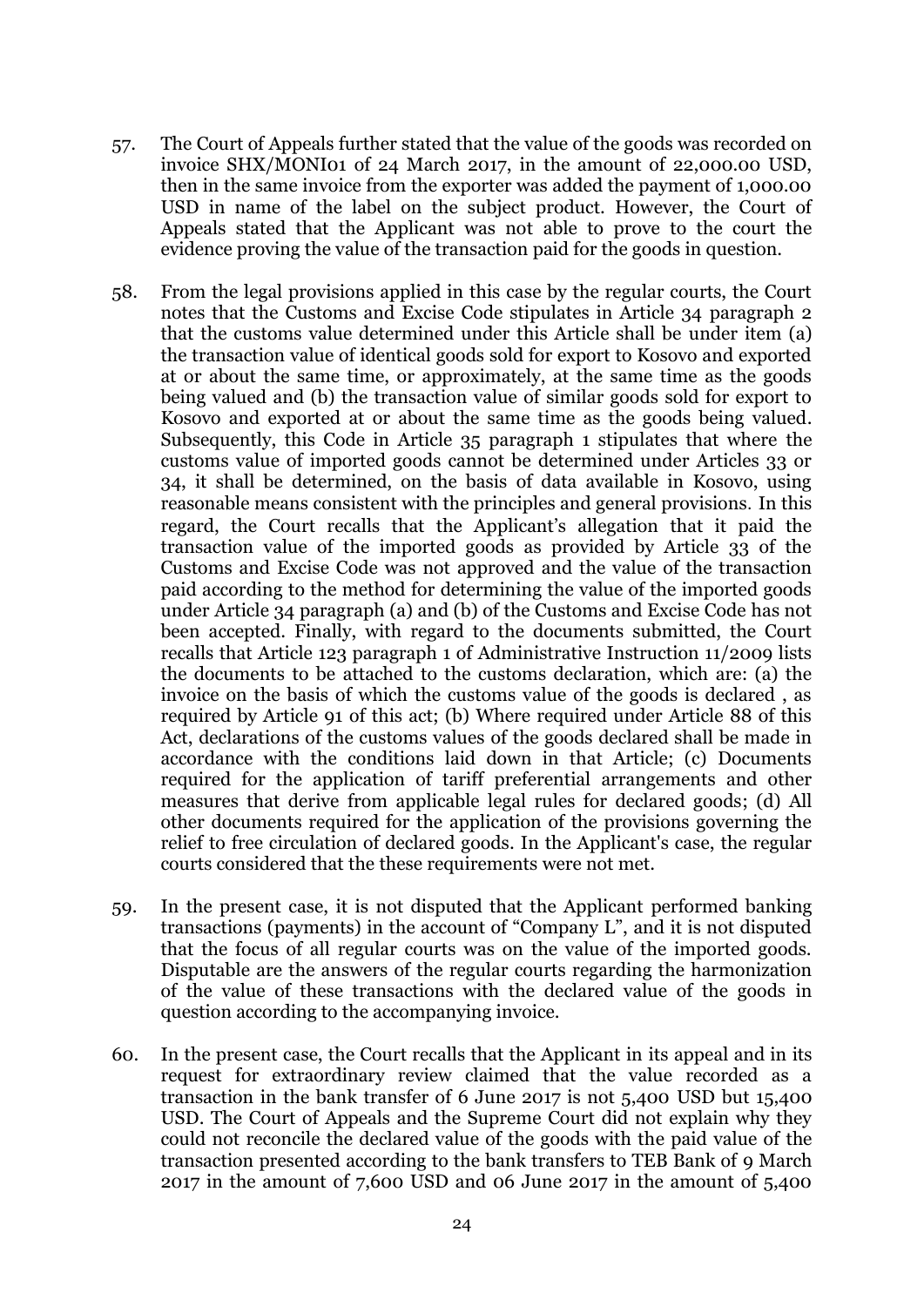57. The Court of Appeals further stated that the value of the goods was recorded on invoice SHX/MONI01 of 24 March 2017, in the amount of 22,000.00 USD, then in the same invoice from the exporter was added the payment of 1,000.00 USD in name of the label on the subject product. However, the Court of Appeals stated that the Applicant was not able to prove to the court the evidence proving the value of the transaction paid for the goods in question.

58. From the legal provisions applied in this case by the regular courts, the Court notes that the Customs and Excise Code stipulates in Article 34 paragraph 2 that the customs value determined under this Article shall be under item (a) the transaction value of identical goods sold for export to Kosovo and exported at or about the same time, or approximately, at the same time as the goods being valued and (b) the transaction value of similar goods sold for export to Kosovo and exported at or about the same time as the goods being valued. Subsequently, this Code in Article 35 paragraph 1 stipulates that where the customs value of imported goods cannot be determined under Articles 33 or 34, it shall be determined, on the basis of data available in Kosovo, using reasonable means consistent with the principles and general provisions. In this regard, the Court recalls that the Applicant's allegation that it paid the transaction value of the imported goods as provided by Article 33 of the Customs and Excise Code was not approved and the value of the transaction paid according to the method for determining the value of the imported goods under Article 34 paragraph (a) and (b) of the Customs and Excise Code has not been accepted. Finally, with regard to the documents submitted, the Court recalls that Article 123 paragraph 1 of Administrative Instruction 11/2009 lists the documents to be attached to the customs declaration, which are: (a) the invoice on the basis of which the customs value of the goods is declared , as required by Article 91 of this act; (b) Where required under Article 88 of this Act, declarations of the customs values of the goods declared shall be made in accordance with the conditions laid down in that Article; (c) Documents required for the application of tariff preferential arrangements and other measures that derive from applicable legal rules for declared goods; (d) All other documents required for the application of the provisions governing the relief to free circulation of declared goods. In the Applicant's case, the regular courts considered that the these requirements were not met.

59. In the present case, it is not disputed that the Applicant performed banking transactions (payments) in the account of "Company L", and it is not disputed that the focus of all regular courts was on the value of the imported goods. Disputable are the answers of the regular courts regarding the harmonization of the value of these transactions with the declared value of the goods in question according to the accompanying invoice.

60. In the present case, the Court recalls that the Applicant in its appeal and in its request for extraordinary review claimed that the value recorded as a transaction in the bank transfer of 6 June 2017 is not 5,400 USD but 15,400 USD. The Court of Appeals and the Supreme Court did not explain why they could not reconcile the declared value of the goods with the paid value of the transaction presented according to the bank transfers to TEB Bank of 9 March 2017 in the amount of 7,600 USD and 06 June 2017 in the amount of 5,400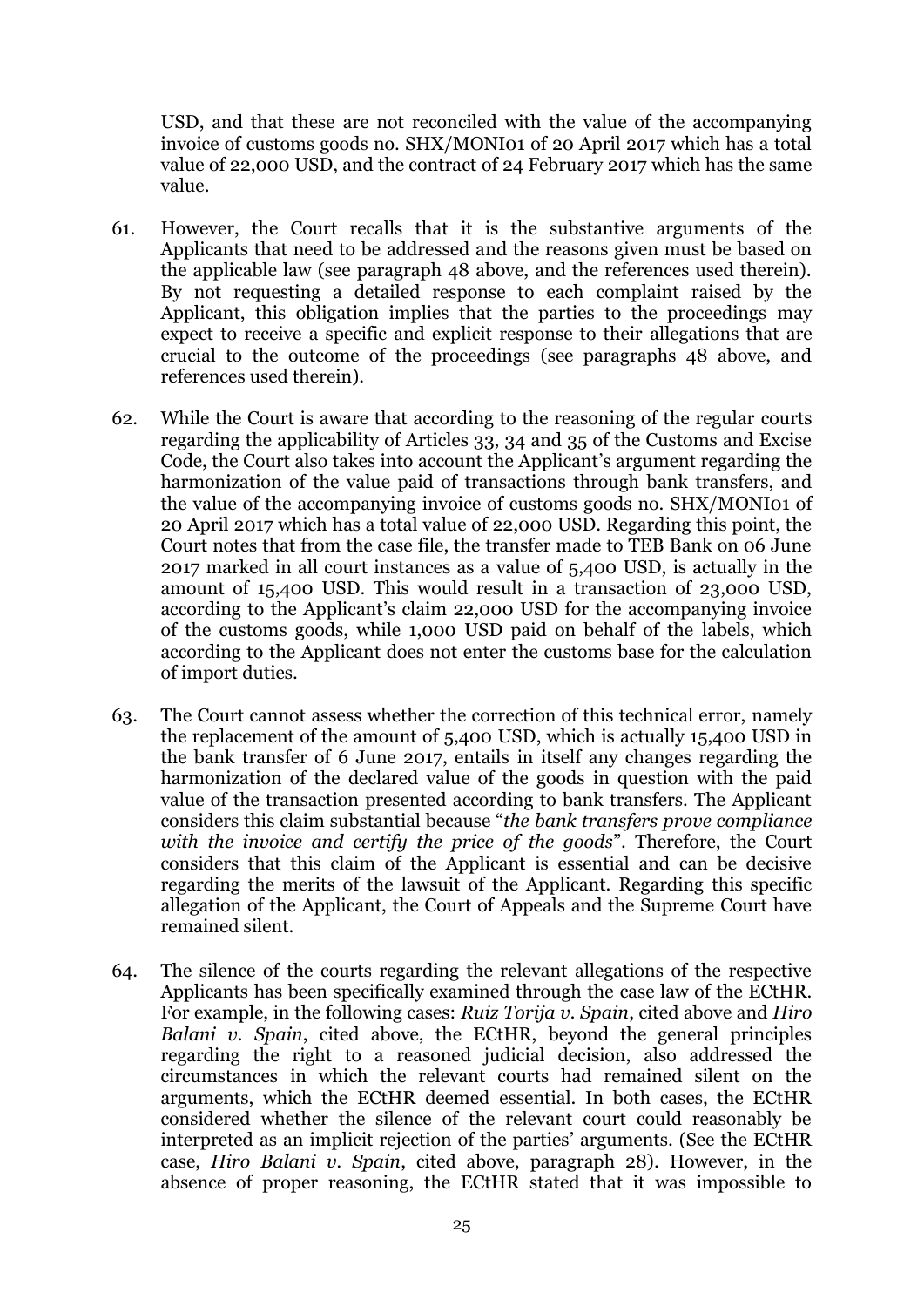USD, and that these are not reconciled with the value of the accompanying invoice of customs goods no. SHX/MONI01 of 20 April 2017 which has a total value of 22,000 USD, and the contract of 24 February 2017 which has the same value.

61. However, the Court recalls that it is the substantive arguments of the Applicants that need to be addressed and the reasons given must be based on the applicable law (see paragraph 48 above, and the references used therein). By not requesting a detailed response to each complaint raised by the Applicant, this obligation implies that the parties to the proceedings may expect to receive a specific and explicit response to their allegations that are crucial to the outcome of the proceedings (see paragraphs 48 above, and references used therein).

62. While the Court is aware that according to the reasoning of the regular courts regarding the applicability of Articles 33, 34 and 35 of the Customs and Excise Code, the Court also takes into account the Applicant's argument regarding the harmonization of the value paid of transactions through bank transfers, and the value of the accompanying invoice of customs goods no. SHX/MONI01 of 20 April 2017 which has a total value of 22,000 USD. Regarding this point, the Court notes that from the case file, the transfer made to TEB Bank on 06 June 2017 marked in all court instances as a value of 5,400 USD, is actually in the amount of 15,400 USD. This would result in a transaction of 23,000 USD, according to the Applicant's claim 22,000 USD for the accompanying invoice of the customs goods, while 1,000 USD paid on behalf of the labels, which according to the Applicant does not enter the customs base for the calculation of import duties.

63. The Court cannot assess whether the correction of this technical error, namely the replacement of the amount of 5,400 USD, which is actually 15,400 USD in the bank transfer of 6 June 2017, entails in itself any changes regarding the harmonization of the declared value of the goods in question with the paid value of the transaction presented according to bank transfers. The Applicant considers this claim substantial because "*the bank transfers prove compliance with the invoice and certify the price of the goods*". Therefore, the Court considers that this claim of the Applicant is essential and can be decisive regarding the merits of the lawsuit of the Applicant. Regarding this specific allegation of the Applicant, the Court of Appeals and the Supreme Court have remained silent.

64. The silence of the courts regarding the relevant allegations of the respective Applicants has been specifically examined through the case law of the ECtHR. For example, in the following cases: *Ruiz Torija v. Spain*, cited above and *Hiro Balani v. Spain*, cited above, the ECtHR, beyond the general principles regarding the right to a reasoned judicial decision, also addressed the circumstances in which the relevant courts had remained silent on the arguments, which the ECtHR deemed essential. In both cases, the ECtHR considered whether the silence of the relevant court could reasonably be interpreted as an implicit rejection of the parties' arguments. (See the ECtHR case, *Hiro Balani v. Spain*, cited above, paragraph 28). However, in the absence of proper reasoning, the ECtHR stated that it was impossible to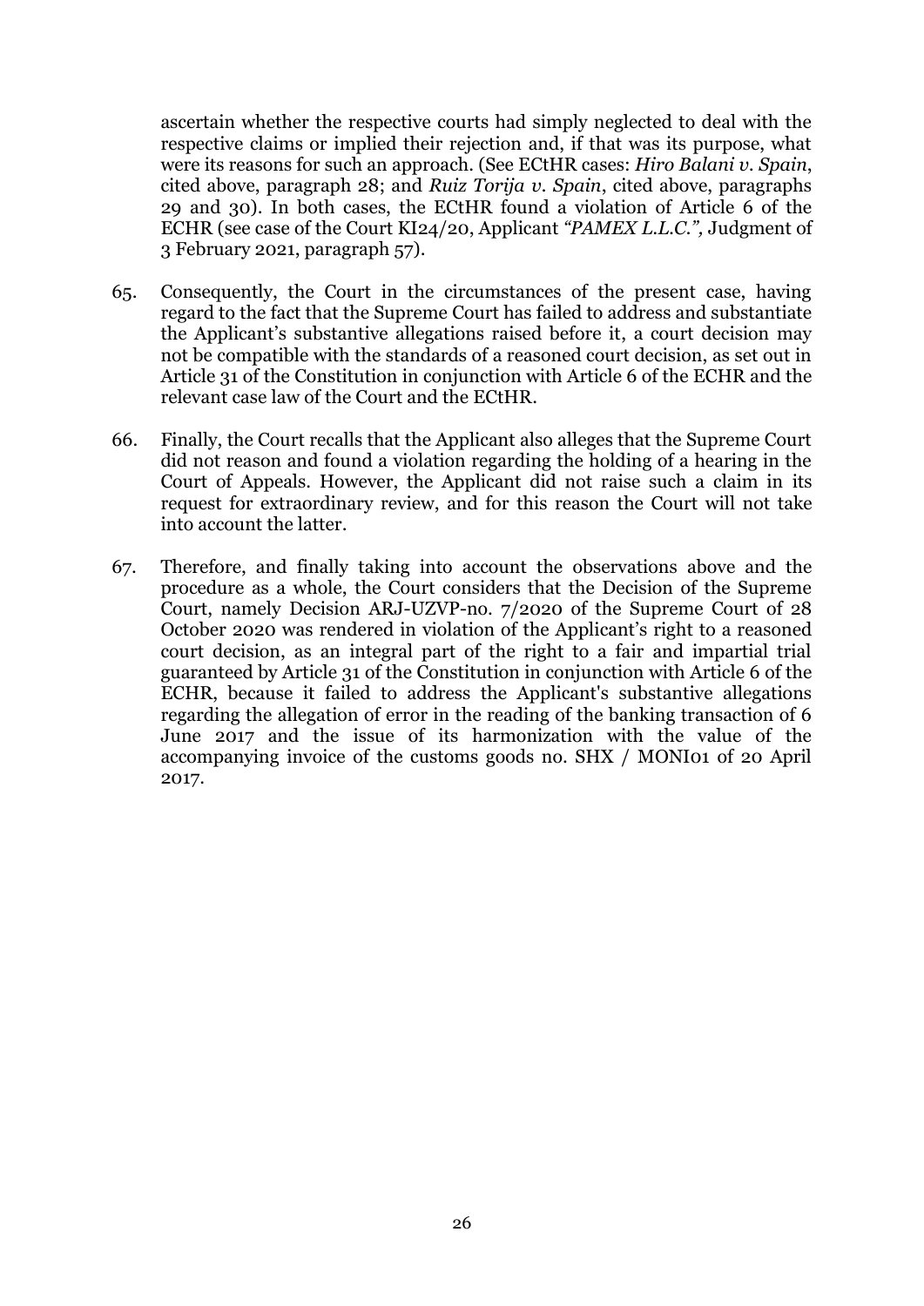ascertain whether the respective courts had simply neglected to deal with the respective claims or implied their rejection and, if that was its purpose, what were its reasons for such an approach. (See ECtHR cases: *Hiro Balani v. Spain*, cited above, paragraph 28; and *Ruiz Torija v. Spain*, cited above, paragraphs 29 and 30). In both cases, the ECtHR found a violation of Article 6 of the ECHR (see case of the Court KI24/20, Applicant *"PAMEX L.L.C."*, Judgment of 3 February 2021, paragraph 57).

65. Consequently, the Court in the circumstances of the present case, having regard to the fact that the Supreme Court has failed to address and substantiate the Applicant's substantive allegations raised before it, a court decision may not be compatible with the standards of a reasoned court decision, as set out in Article 31 of the Constitution in conjunction with Article 6 of the ECHR and the relevant case law of the Court and the ECtHR.

66. Finally, the Court recalls that the Applicant also alleges that the Supreme Court did not reason and found a violation regarding the holding of a hearing in the Court of Appeals. However, the Applicant did not raise such a claim in its request for extraordinary review, and for this reason the Court will not take into account the latter.

67. Therefore, and finally taking into account the observations above and the procedure as a whole, the Court considers that the Decision of the Supreme Court, namely Decision ARJ-UZVP-no. 7/2020 of the Supreme Court of 28 October 2020 was rendered in violation of the Applicant's right to a reasoned court decision, as an integral part of the right to a fair and impartial trial guaranteed by Article 31 of the Constitution in conjunction with Article 6 of the ECHR, because it failed to address the Applicant's substantive allegations regarding the allegation of error in the reading of the banking transaction of 6 June 2017 and the issue of its harmonization with the value of the accompanying invoice of the customs goods no. SHX / MONI01 of 20 April 2017.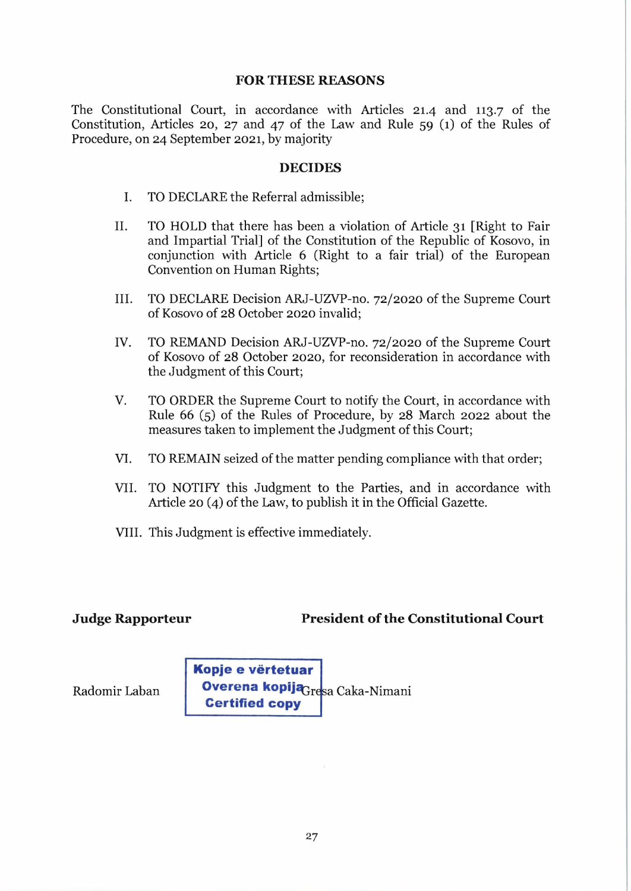## FOR THESE REASONS

The Constitutional Court, in accordance with Articles 21.4 and 113.7 of the Constitution, Articles 20, 27 and 47 of the Law and Rule 59 (1) of the Rules of Procedure, on 24 September 2021, by majority

## DECIDES

I. TO DECLARE the Referral admissible;

II. TO HOLD that there has been a violation of Article 31 [Right to Fair and Impartial Trial] of the Constitution of the Republic of Kosovo, in conjunction with Article 6 (Right to a fair trial) of the European Convention on Human Rights;

III. TO DECLARE Decision ARJ-UZVP-no. 72/2020 of the Supreme Court of Kosovo of 28 October 2020 invalid;

IV. TO REMAND Decision ARJ-UZVP-no. 72/2020 of the Supreme Court of Kosovo of 28 October 2020, for reconsideration in accordance with the Judgment of this Court;

V. TO ORDER the Supreme Court to notify the Court, in accordance with Rule 66 (5) of the Rules of Procedure, by 28 March 2022 about the measures taken to implement the Judgment of this Court;

VI. TO REMAIN seized of the matter pending compliance with that order;

VII. TO NOTIFY this Judgment to the Parties, and in accordance with Article 20 (4) of the Law, to publish it in the Official Gazette.

VIII. This Judgment is effective immediately.

**Judge Rapporteur** | **President of the Constitutional Court**

Radomir Laban | Gresa Caka-Nimani

Kopje e vërtetuar
Overena kopija
Certified copy